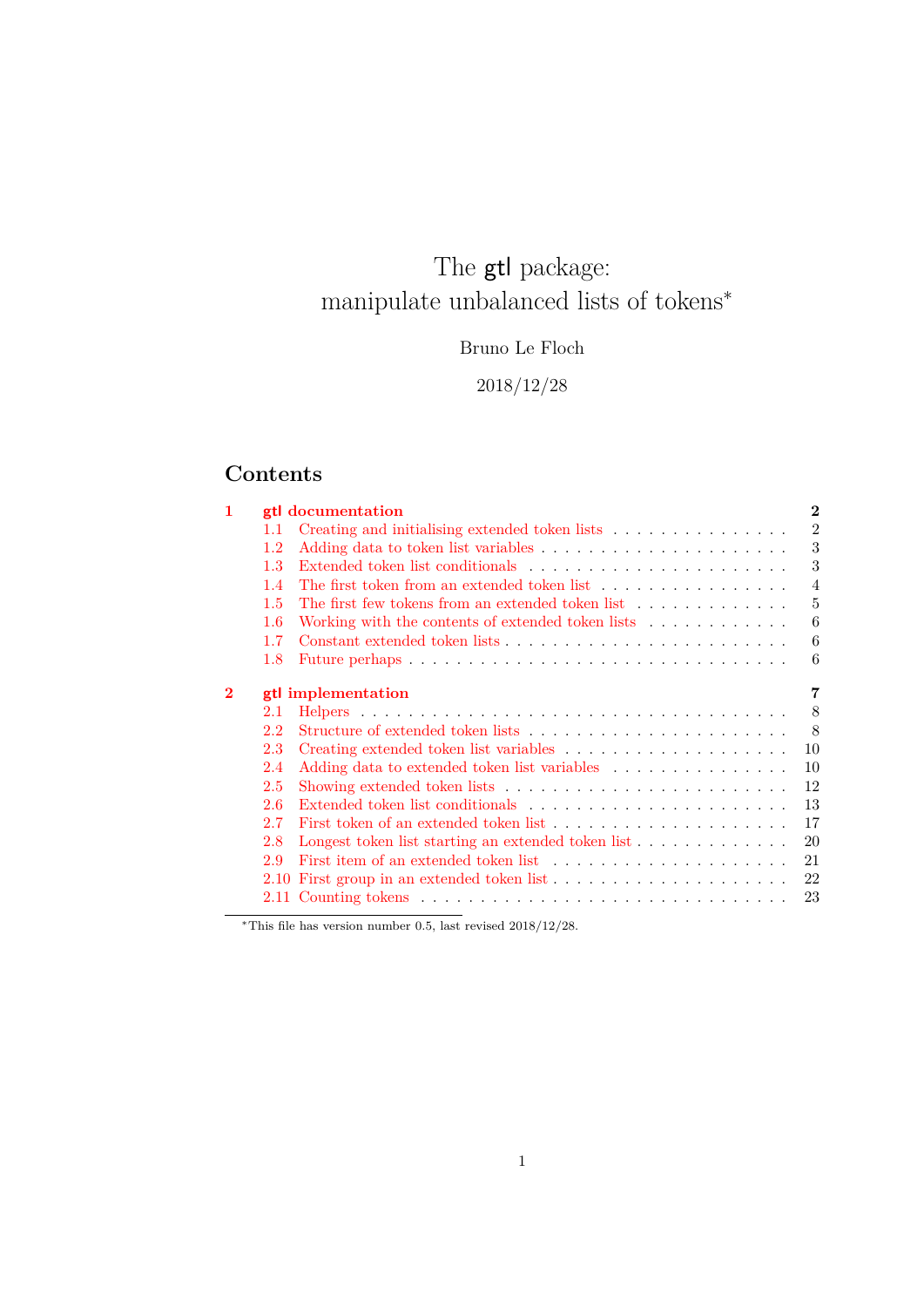# The gtl package: manipulate unbalanced lists of tokens*

Bruno Le Floch

2018/12/28

## Contents

- **1 gtl documentation** — **2**
  - 1.1 Creating and initialising extended token lists — 2
  - 1.2 Adding data to token list variables — 3
  - 1.3 Extended token list conditionals — 3
  - 1.4 The first token from an extended token list — 4
  - 1.5 The first few tokens from an extended token list — 5
  - 1.6 Working with the contents of extended token lists — 6
  - 1.7 Constant extended token lists — 6
  - 1.8 Future perhaps — 6
- **2 gtl implementation** — **7**
  - 2.1 Helpers — 8
  - 2.2 Structure of extended token lists — 8
  - 2.3 Creating extended token list variables — 10
  - 2.4 Adding data to extended token list variables — 10
  - 2.5 Showing extended token lists — 12
  - 2.6 Extended token list conditionals — 13
  - 2.7 First token of an extended token list — 17
  - 2.8 Longest token list starting an extended token list — 20
  - 2.9 First item of an extended token list — 21
  - 2.10 First group in an extended token list — 22
  - 2.11 Counting tokens — 23

*This file has version number 0.5, last revised 2018/12/28.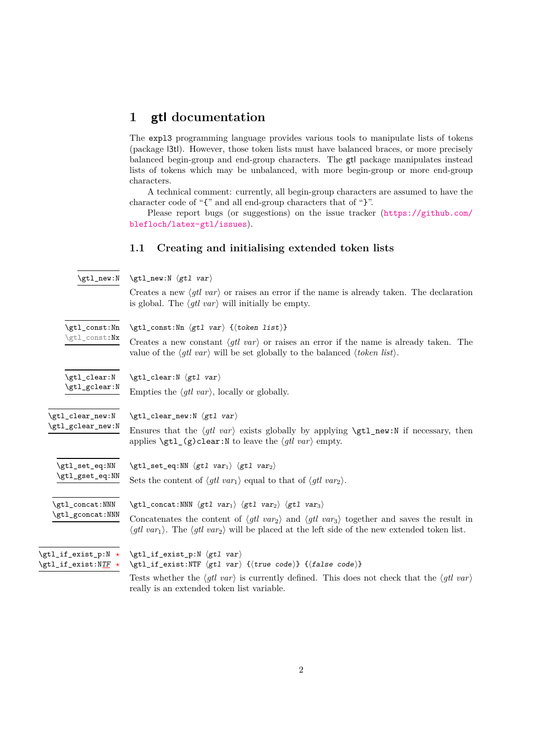# 1 gtl documentation

The `expl3` programming language provides various tools to manipulate lists of tokens (package l3tl). However, those token lists must have balanced braces, or more precisely balanced begin-group and end-group characters. The gtl package manipulates instead lists of tokens which may be unbalanced, with more begin-group or more end-group characters.

A technical comment: currently, all begin-group characters are assumed to have the character code of "`{`" and all end-group characters that of "`}`".

Please report bugs (or suggestions) on the issue tracker (https://github.com/blefloch/latex-gtl/issues).

## 1.1 Creating and initialising extended token lists

**\gtl_new:N**

`\gtl_new:N ⟨gtl var⟩`

Creates a new ⟨*gtl var*⟩ or raises an error if the name is already taken. The declaration is global. The ⟨*gtl var*⟩ will initially be empty.

**\gtl_const:Nn**
**\gtl_const:Nx**

`\gtl_const:Nn ⟨gtl var⟩ {⟨token list⟩}`

Creates a new constant ⟨*gtl var*⟩ or raises an error if the name is already taken. The value of the ⟨*gtl var*⟩ will be set globally to the balanced ⟨*token list*⟩.

**\gtl_clear:N**
**\gtl_gclear:N**

`\gtl_clear:N ⟨gtl var⟩`

Empties the ⟨*gtl var*⟩, locally or globally.

**\gtl_clear_new:N**
**\gtl_gclear_new:N**

`\gtl_clear_new:N ⟨gtl var⟩`

Ensures that the ⟨*gtl var*⟩ exists globally by applying `\gtl_new:N` if necessary, then applies `\gtl_(g)clear:N` to leave the ⟨*gtl var*⟩ empty.

**\gtl_set_eq:NN**
**\gtl_gset_eq:NN**

`\gtl_set_eq:NN ⟨gtl var₁⟩ ⟨gtl var₂⟩`

Sets the content of ⟨*gtl var*$_1$⟩ equal to that of ⟨*gtl var*$_2$⟩.

**\gtl_concat:NNN**
**\gtl_gconcat:NNN**

`\gtl_concat:NNN ⟨gtl var₁⟩ ⟨gtl var₂⟩ ⟨gtl var₃⟩`

Concatenates the content of ⟨*gtl var*$_2$⟩ and ⟨*gtl var*$_3$⟩ together and saves the result in ⟨*gtl var*$_1$⟩. The ⟨*gtl var*$_2$⟩ will be placed at the left side of the new extended token list.

**\gtl_if_exist_p:N** ⋆
**\gtl_if_exist:N*TF*** ⋆

`\gtl_if_exist_p:N ⟨gtl var⟩`
`\gtl_if_exist:NTF ⟨gtl var⟩ {⟨true code⟩} {⟨false code⟩}`

Tests whether the ⟨*gtl var*⟩ is currently defined. This does not check that the ⟨*gtl var*⟩ really is an extended token list variable.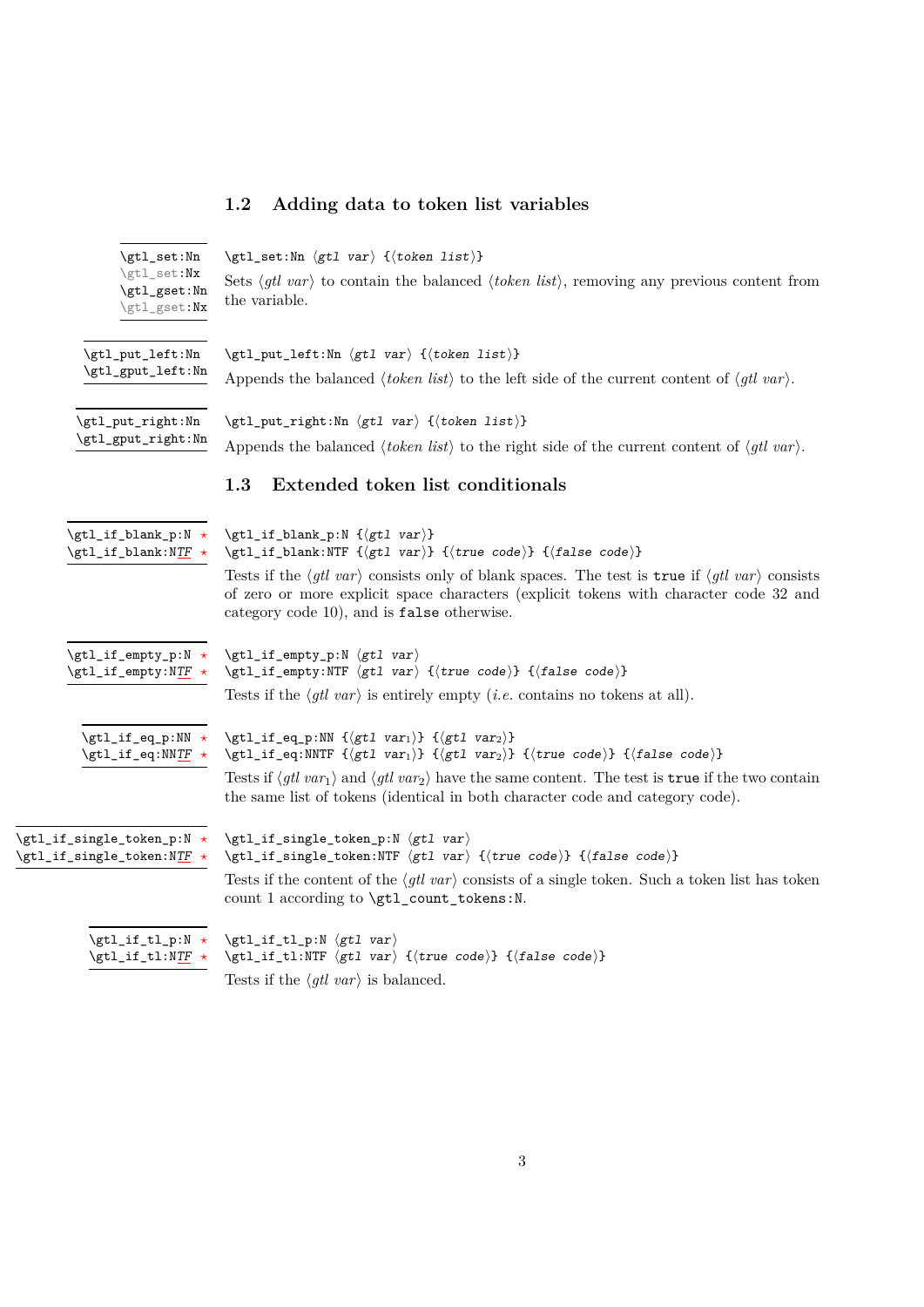## 1.2 Adding data to token list variables

`\gtl_set:Nn`
`\gtl_set:Nx`
`\gtl_gset:Nn`
`\gtl_gset:Nx`

`\gtl_set:Nn ⟨gtl var⟩ {⟨token list⟩}`

Sets ⟨*gtl var*⟩ to contain the balanced ⟨*token list*⟩, removing any previous content from the variable.

`\gtl_put_left:Nn`
`\gtl_gput_left:Nn`

`\gtl_put_left:Nn ⟨gtl var⟩ {⟨token list⟩}`

Appends the balanced ⟨*token list*⟩ to the left side of the current content of ⟨*gtl var*⟩.

`\gtl_put_right:Nn`
`\gtl_gput_right:Nn`

`\gtl_put_right:Nn ⟨gtl var⟩ {⟨token list⟩}`

Appends the balanced ⟨*token list*⟩ to the right side of the current content of ⟨*gtl var*⟩.

## 1.3 Extended token list conditionals

`\gtl_if_blank_p:N` ⋆
`\gtl_if_blank:NTF` ⋆

`\gtl_if_blank_p:N {⟨gtl var⟩}`
`\gtl_if_blank:NTF {⟨gtl var⟩} {⟨true code⟩} {⟨false code⟩}`

Tests if the ⟨*gtl var*⟩ consists only of blank spaces. The test is `true` if ⟨*gtl var*⟩ consists of zero or more explicit space characters (explicit tokens with character code 32 and category code 10), and is `false` otherwise.

`\gtl_if_empty_p:N` ⋆
`\gtl_if_empty:NTF` ⋆

`\gtl_if_empty_p:N ⟨gtl var⟩`
`\gtl_if_empty:NTF ⟨gtl var⟩ {⟨true code⟩} {⟨false code⟩}`

Tests if the ⟨*gtl var*⟩ is entirely empty (*i.e.* contains no tokens at all).

`\gtl_if_eq_p:NN` ⋆
`\gtl_if_eq:NNTF` ⋆

`\gtl_if_eq_p:NN {⟨gtl var_1⟩} {⟨gtl var_2⟩}`
`\gtl_if_eq:NNTF {⟨gtl var_1⟩} {⟨gtl var_2⟩} {⟨true code⟩} {⟨false code⟩}`

Tests if ⟨*gtl var*$_1$⟩ and ⟨*gtl var*$_2$⟩ have the same content. The test is `true` if the two contain the same list of tokens (identical in both character code and category code).

`\gtl_if_single_token_p:N` ⋆
`\gtl_if_single_token:NTF` ⋆

`\gtl_if_single_token_p:N ⟨gtl var⟩`
`\gtl_if_single_token:NTF ⟨gtl var⟩ {⟨true code⟩} {⟨false code⟩}`

Tests if the content of the ⟨*gtl var*⟩ consists of a single token. Such a token list has token count 1 according to `\gtl_count_tokens:N`.

`\gtl_if_tl_p:N` ⋆
`\gtl_if_tl:NTF` ⋆

`\gtl_if_tl_p:N ⟨gtl var⟩`
`\gtl_if_tl:NTF ⟨gtl var⟩ {⟨true code⟩} {⟨false code⟩}`

Tests if the ⟨*gtl var*⟩ is balanced.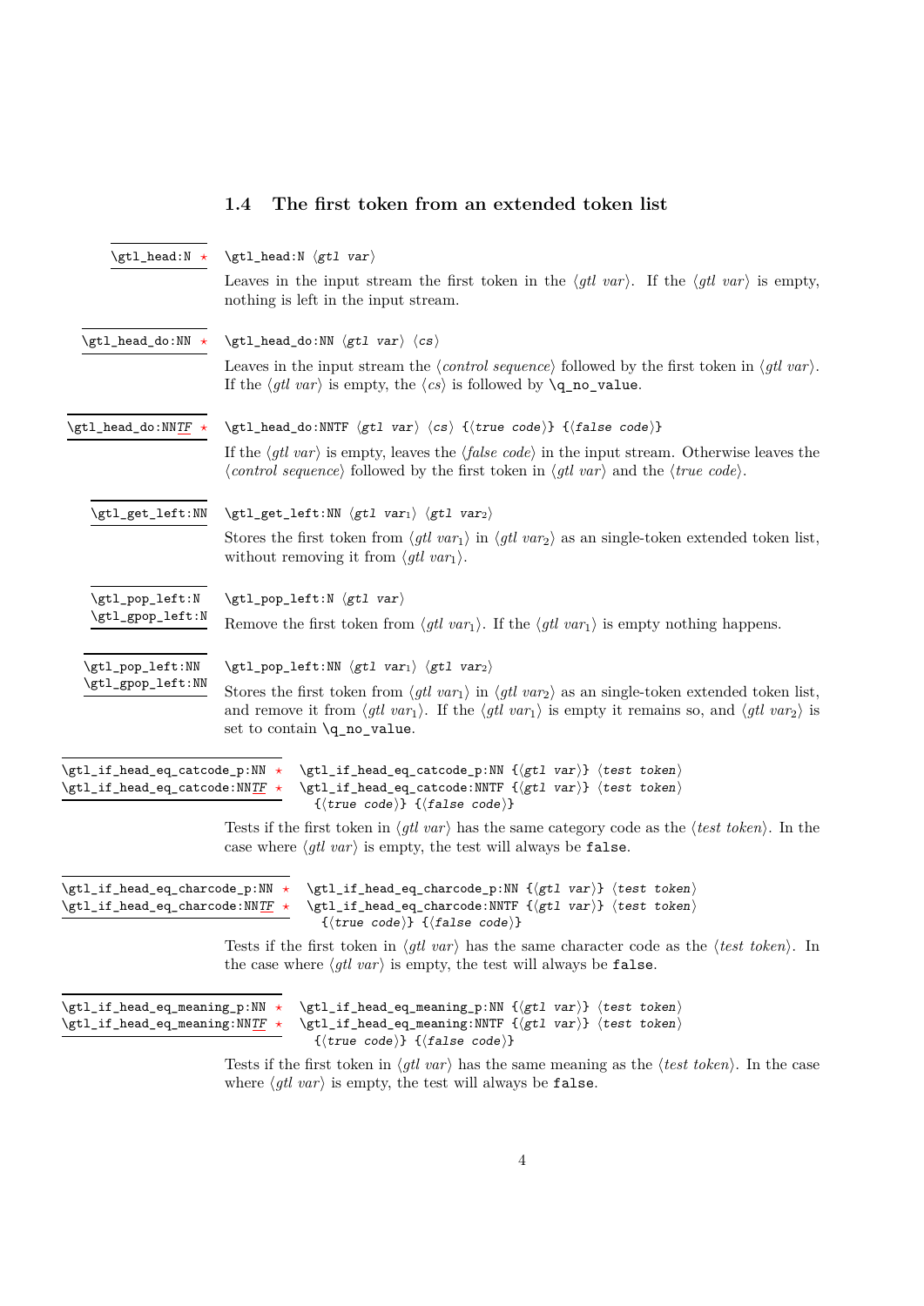## 1.4 The first token from an extended token list

`\gtl_head:N` ★

`\gtl_head:N ⟨gtl var⟩`

Leaves in the input stream the first token in the ⟨*gtl var*⟩. If the ⟨*gtl var*⟩ is empty, nothing is left in the input stream.

`\gtl_head_do:NN` ★

`\gtl_head_do:NN ⟨gtl var⟩ ⟨cs⟩`

Leaves in the input stream the ⟨*control sequence*⟩ followed by the first token in ⟨*gtl var*⟩. If the ⟨*gtl var*⟩ is empty, the ⟨*cs*⟩ is followed by `\q_no_value`.

`\gtl_head_do:NNTF` ★

`\gtl_head_do:NNTF ⟨gtl var⟩ ⟨cs⟩ {⟨true code⟩} {⟨false code⟩}`

If the ⟨*gtl var*⟩ is empty, leaves the ⟨*false code*⟩ in the input stream. Otherwise leaves the ⟨*control sequence*⟩ followed by the first token in ⟨*gtl var*⟩ and the ⟨*true code*⟩.

`\gtl_get_left:NN`

`\gtl_get_left:NN ⟨gtl var1⟩ ⟨gtl var2⟩`

Stores the first token from ⟨*gtl var*$_1$⟩ in ⟨*gtl var*$_2$⟩ as an single-token extended token list, without removing it from ⟨*gtl var*$_1$⟩.

`\gtl_pop_left:N`
`\gtl_gpop_left:N`

`\gtl_pop_left:N ⟨gtl var⟩`

Remove the first token from ⟨*gtl var*$_1$⟩. If the ⟨*gtl var*$_1$⟩ is empty nothing happens.

`\gtl_pop_left:NN`
`\gtl_gpop_left:NN`

`\gtl_pop_left:NN ⟨gtl var1⟩ ⟨gtl var2⟩`

Stores the first token from ⟨*gtl var*$_1$⟩ in ⟨*gtl var*$_2$⟩ as an single-token extended token list, and remove it from ⟨*gtl var*$_1$⟩. If the ⟨*gtl var*$_1$⟩ is empty it remains so, and ⟨*gtl var*$_2$⟩ is set to contain `\q_no_value`.

`\gtl_if_head_eq_catcode_p:NN` ★
`\gtl_if_head_eq_catcode:NNTF` ★

```
\gtl_if_head_eq_catcode_p:NN {⟨gtl var⟩} ⟨test token⟩
\gtl_if_head_eq_catcode:NNTF {⟨gtl var⟩} ⟨test token⟩
  {⟨true code⟩} {⟨false code⟩}
```

Tests if the first token in ⟨*gtl var*⟩ has the same category code as the ⟨*test token*⟩. In the case where ⟨*gtl var*⟩ is empty, the test will always be `false`.

`\gtl_if_head_eq_charcode_p:NN` ★
`\gtl_if_head_eq_charcode:NNTF` ★

```
\gtl_if_head_eq_charcode_p:NN {⟨gtl var⟩} ⟨test token⟩
\gtl_if_head_eq_charcode:NNTF {⟨gtl var⟩} ⟨test token⟩
  {⟨true code⟩} {⟨false code⟩}
```

Tests if the first token in ⟨*gtl var*⟩ has the same character code as the ⟨*test token*⟩. In the case where ⟨*gtl var*⟩ is empty, the test will always be `false`.

`\gtl_if_head_eq_meaning_p:NN` ★
`\gtl_if_head_eq_meaning:NNTF` ★

```
\gtl_if_head_eq_meaning_p:NN {⟨gtl var⟩} ⟨test token⟩
\gtl_if_head_eq_meaning:NNTF {⟨gtl var⟩} ⟨test token⟩
  {⟨true code⟩} {⟨false code⟩}
```

Tests if the first token in ⟨*gtl var*⟩ has the same meaning as the ⟨*test token*⟩. In the case where ⟨*gtl var*⟩ is empty, the test will always be `false`.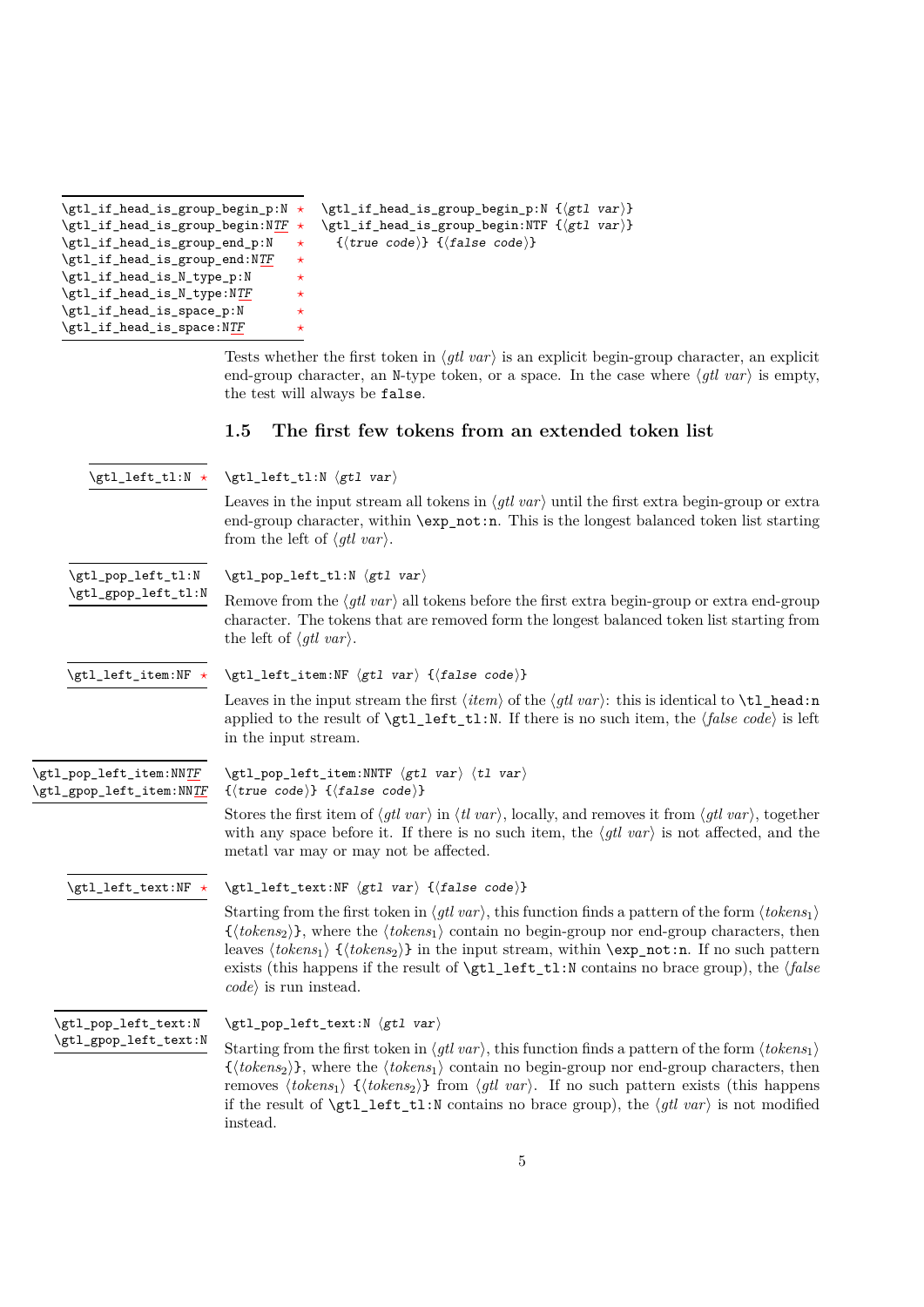```
\gtl_if_head_is_group_begin_p:N ★
\gtl_if_head_is_group_begin:NTF ★
\gtl_if_head_is_group_end_p:N   ★
\gtl_if_head_is_group_end:NTF   ★
\gtl_if_head_is_N_type_p:N      ★
\gtl_if_head_is_N_type:NTF      ★
\gtl_if_head_is_space_p:N       ★
\gtl_if_head_is_space:NTF       ★
```

```
\gtl_if_head_is_group_begin_p:N {⟨gtl var⟩}
\gtl_if_head_is_group_begin:NTF {⟨gtl var⟩}
  {⟨true code⟩} {⟨false code⟩}
```

Tests whether the first token in ⟨*gtl var*⟩ is an explicit begin-group character, an explicit end-group character, an N-type token, or a space. In the case where ⟨*gtl var*⟩ is empty, the test will always be `false`.

### 1.5 The first few tokens from an extended token list

```
\gtl_left_tl:N ★
```

```
\gtl_left_tl:N ⟨gtl var⟩
```

Leaves in the input stream all tokens in ⟨*gtl var*⟩ until the first extra begin-group or extra end-group character, within `\exp_not:n`. This is the longest balanced token list starting from the left of ⟨*gtl var*⟩.

```
\gtl_pop_left_tl:N
\gtl_gpop_left_tl:N
```

```
\gtl_pop_left_tl:N ⟨gtl var⟩
```

Remove from the ⟨*gtl var*⟩ all tokens before the first extra begin-group or extra end-group character. The tokens that are removed form the longest balanced token list starting from the left of ⟨*gtl var*⟩.

```
\gtl_left_item:NF ★
```

```
\gtl_left_item:NF ⟨gtl var⟩ {⟨false code⟩}
```

Leaves in the input stream the first ⟨*item*⟩ of the ⟨*gtl var*⟩: this is identical to `\tl_head:n` applied to the result of `\gtl_left_tl:N`. If there is no such item, the ⟨*false code*⟩ is left in the input stream.

```
\gtl_pop_left_item:NNTF
\gtl_gpop_left_item:NNTF
```

```
\gtl_pop_left_item:NNTF ⟨gtl var⟩ ⟨tl var⟩
{⟨true code⟩} {⟨false code⟩}
```

Stores the first item of ⟨*gtl var*⟩ in ⟨*tl var*⟩, locally, and removes it from ⟨*gtl var*⟩, together with any space before it. If there is no such item, the ⟨*gtl var*⟩ is not affected, and the metatl var may or may not be affected.

```
\gtl_left_text:NF ★
```

```
\gtl_left_text:NF ⟨gtl var⟩ {⟨false code⟩}
```

Starting from the first token in ⟨*gtl var*⟩, this function finds a pattern of the form ⟨$tokens_1$⟩ `{`⟨$tokens_2$⟩`}`, where the ⟨$tokens_1$⟩ contain no begin-group nor end-group characters, then leaves ⟨$tokens_1$⟩ `{`⟨$tokens_2$⟩`}` in the input stream, within `\exp_not:n`. If no such pattern exists (this happens if the result of `\gtl_left_tl:N` contains no brace group), the ⟨*false code*⟩ is run instead.

```
\gtl_pop_left_text:N
\gtl_gpop_left_text:N
```

```
\gtl_pop_left_text:N ⟨gtl var⟩
```

Starting from the first token in ⟨*gtl var*⟩, this function finds a pattern of the form ⟨$tokens_1$⟩ `{`⟨$tokens_2$⟩`}`, where the ⟨$tokens_1$⟩ contain no begin-group nor end-group characters, then removes ⟨$tokens_1$⟩ `{`⟨$tokens_2$⟩`}` from ⟨*gtl var*⟩. If no such pattern exists (this happens if the result of `\gtl_left_tl:N` contains no brace group), the ⟨*gtl var*⟩ is not modified instead.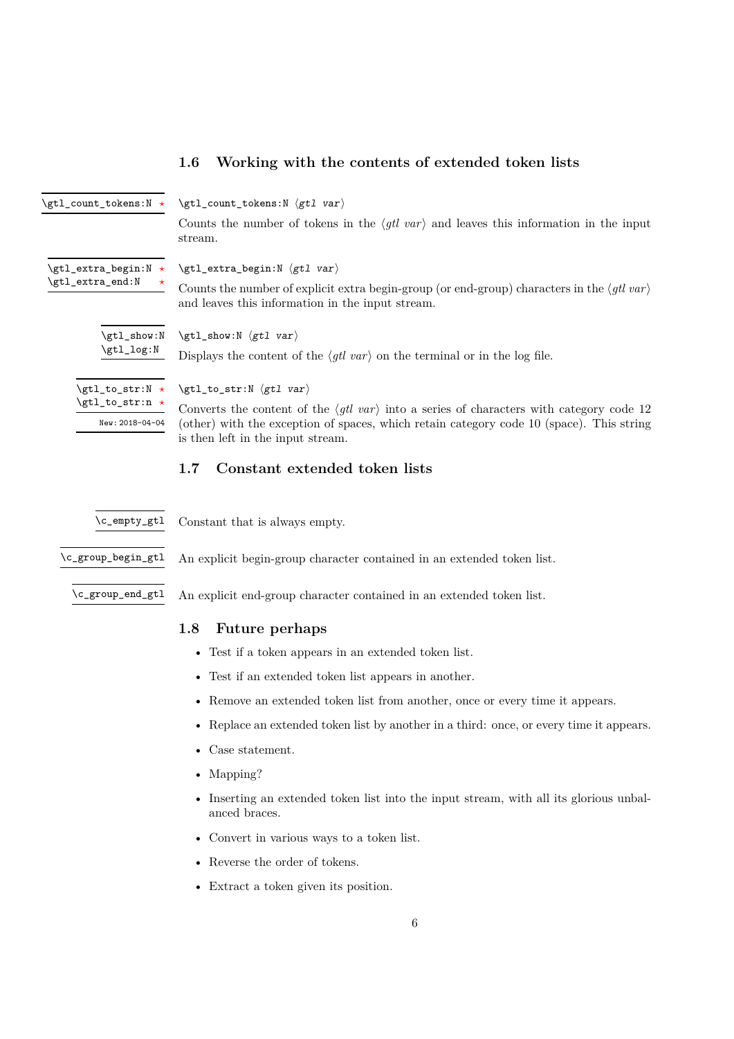### 1.6 Working with the contents of extended token lists

`\gtl_count_tokens:N` ⋆

`\gtl_count_tokens:N` ⟨*gtl var*⟩

Counts the number of tokens in the ⟨*gtl var*⟩ and leaves this information in the input stream.

`\gtl_extra_begin:N` ⋆
`\gtl_extra_end:N` ⋆

`\gtl_extra_begin:N` ⟨*gtl var*⟩

Counts the number of explicit extra begin-group (or end-group) characters in the ⟨*gtl var*⟩ and leaves this information in the input stream.

`\gtl_show:N`
`\gtl_log:N`

`\gtl_show:N` ⟨*gtl var*⟩

Displays the content of the ⟨*gtl var*⟩ on the terminal or in the log file.

`\gtl_to_str:N` ⋆
`\gtl_to_str:n` ⋆

New: 2018-04-04

`\gtl_to_str:N` ⟨*gtl var*⟩

Converts the content of the ⟨*gtl var*⟩ into a series of characters with category code 12 (other) with the exception of spaces, which retain category code 10 (space). This string is then left in the input stream.

### 1.7 Constant extended token lists

`\c_empty_gtl`

Constant that is always empty.

`\c_group_begin_gtl`

An explicit begin-group character contained in an extended token list.

`\c_group_end_gtl`

An explicit end-group character contained in an extended token list.

### 1.8 Future perhaps

- Test if a token appears in an extended token list.
- Test if an extended token list appears in another.
- Remove an extended token list from another, once or every time it appears.
- Replace an extended token list by another in a third: once, or every time it appears.
- Case statement.
- Mapping?
- Inserting an extended token list into the input stream, with all its glorious unbalanced braces.
- Convert in various ways to a token list.
- Reverse the order of tokens.
- Extract a token given its position.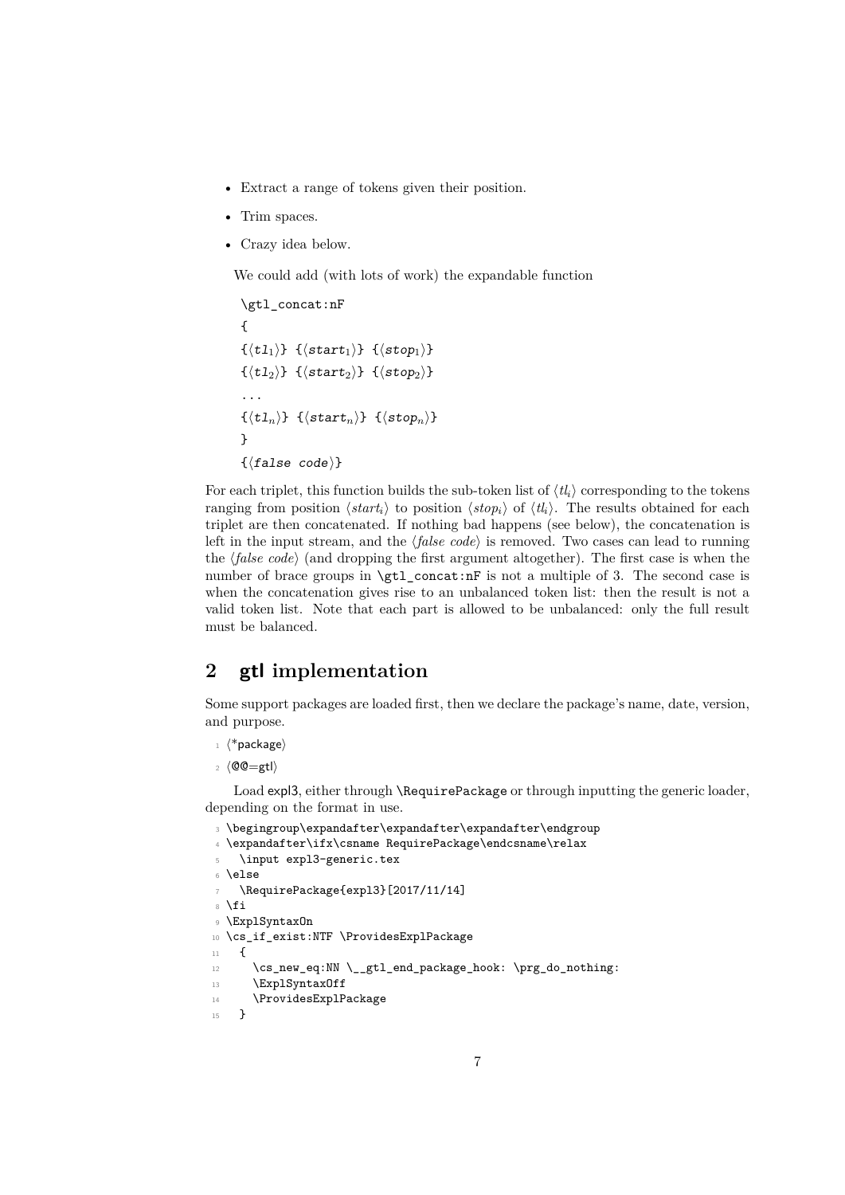- Extract a range of tokens given their position.
- Trim spaces.
- Crazy idea below.

  We could add (with lots of work) the expandable function

  ```
  \gtl_concat:nF
  {
  {⟨tl_1⟩} {⟨start_1⟩} {⟨stop_1⟩}
  {⟨tl_2⟩} {⟨start_2⟩} {⟨stop_2⟩}
  ...
  {⟨tl_n⟩} {⟨start_n⟩} {⟨stop_n⟩}
  }
  {⟨false code⟩}
  ```

For each triplet, this function builds the sub-token list of ⟨$tl_i$⟩ corresponding to the tokens ranging from position ⟨$start_i$⟩ to position ⟨$stop_i$⟩ of ⟨$tl_i$⟩. The results obtained for each triplet are then concatenated. If nothing bad happens (see below), the concatenation is left in the input stream, and the ⟨*false code*⟩ is removed. Two cases can lead to running the ⟨*false code*⟩ (and dropping the first argument altogether). The first case is when the number of brace groups in `\gtl_concat:nF` is not a multiple of 3. The second case is when the concatenation gives rise to an unbalanced token list: then the result is not a valid token list. Note that each part is allowed to be unbalanced: only the full result must be balanced.

## 2 gtl implementation

Some support packages are loaded first, then we declare the package's name, date, version, and purpose.

```
1 ⟨*package⟩
2 ⟨@@=gtl⟩
```

Load expl3, either through `\RequirePackage` or through inputting the generic loader, depending on the format in use.

```
3 \begingroup\expandafter\expandafter\expandafter\endgroup
4 \expandafter\ifx\csname RequirePackage\endcsname\relax
5   \input expl3-generic.tex
6 \else
7   \RequirePackage{expl3}[2017/11/14]
8 \fi
9 \ExplSyntaxOn
10 \cs_if_exist:NTF \ProvidesExplPackage
11   {
12     \cs_new_eq:NN \__gtl_end_package_hook: \prg_do_nothing:
13     \ExplSyntaxOff
14     \ProvidesExplPackage
15   }
```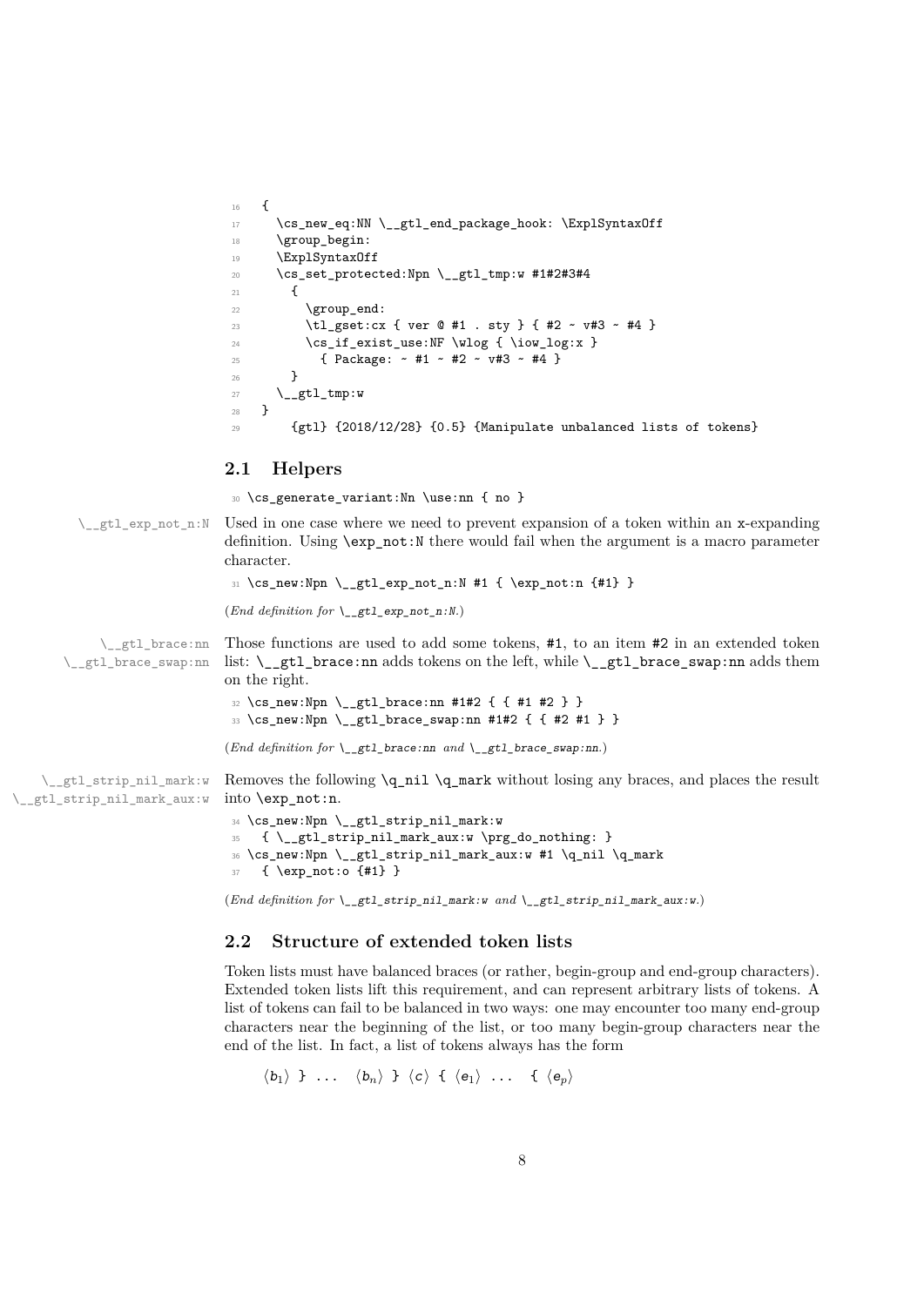```
16   {
17     \cs_new_eq:NN \__gtl_end_package_hook: \ExplSyntaxOff
18     \group_begin:
19     \ExplSyntaxOff
20     \cs_set_protected:Npn \__gtl_tmp:w #1#2#3#4
21       {
22         \group_end:
23         \tl_gset:cx { ver @ #1 . sty } { #2 ~ v#3 ~ #4 }
24         \cs_if_exist_use:NF \wlog { \iow_log:x }
25           { Package: ~ #1 ~ #2 ~ v#3 ~ #4 }
26       }
27     \__gtl_tmp:w
28   }
29       {gtl} {2018/12/28} {0.5} {Manipulate unbalanced lists of tokens}
```

## 2.1 Helpers

```
30 \cs_generate_variant:Nn \use:nn { no }
```

`\__gtl_exp_not_n:N` Used in one case where we need to prevent expansion of a token within an x-expanding definition. Using `\exp_not:N` there would fail when the argument is a macro parameter character.

```
31 \cs_new:Npn \__gtl_exp_not_n:N #1 { \exp_not:n {#1} }
```

(*End definition for* `\__gtl_exp_not_n:N`.)

`\__gtl_brace:nn` `\__gtl_brace_swap:nn` Those functions are used to add some tokens, #1, to an item #2 in an extended token list: `\__gtl_brace:nn` adds tokens on the left, while `\__gtl_brace_swap:nn` adds them on the right.

```
32 \cs_new:Npn \__gtl_brace:nn #1#2 { { #1 #2 } }
33 \cs_new:Npn \__gtl_brace_swap:nn #1#2 { { #2 #1 } }
```

(*End definition for* `\__gtl_brace:nn` *and* `\__gtl_brace_swap:nn`.)

`\__gtl_strip_nil_mark:w` `\__gtl_strip_nil_mark_aux:w` Removes the following `\q_nil \q_mark` without losing any braces, and places the result into `\exp_not:n`.

```
34 \cs_new:Npn \__gtl_strip_nil_mark:w
35   { \__gtl_strip_nil_mark_aux:w \prg_do_nothing: }
36 \cs_new:Npn \__gtl_strip_nil_mark_aux:w #1 \q_nil \q_mark
37   { \exp_not:o {#1} }
```

(*End definition for* `\__gtl_strip_nil_mark:w` *and* `\__gtl_strip_nil_mark_aux:w`.)

## 2.2 Structure of extended token lists

Token lists must have balanced braces (or rather, begin-group and end-group characters). Extended token lists lift this requirement, and can represent arbitrary lists of tokens. A list of tokens can fail to be balanced in two ways: one may encounter too many end-group characters near the beginning of the list, or too many begin-group characters near the end of the list. In fact, a list of tokens always has the form

$\langle b_1 \rangle$ } ... $\langle b_n \rangle$ } $\langle c \rangle$ { $\langle e_1 \rangle$ ... { $\langle e_p \rangle$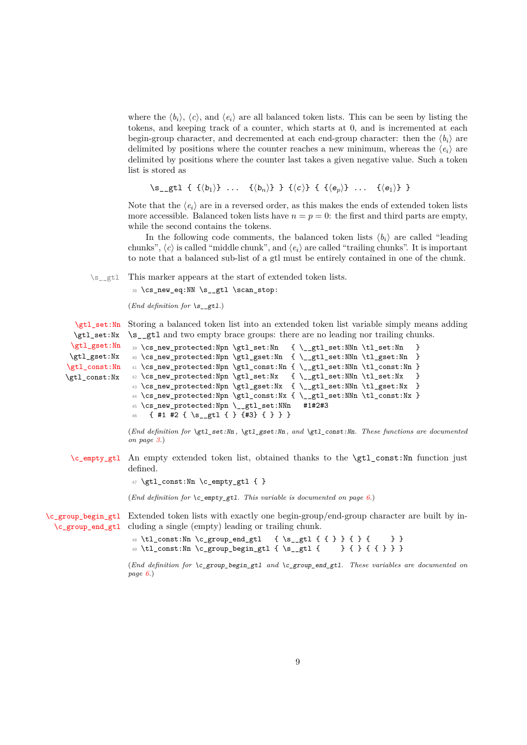where the $\langle b_i\rangle$, $\langle c\rangle$, and $\langle e_i\rangle$ are all balanced token lists. This can be seen by listing the tokens, and keeping track of a counter, which starts at 0, and is incremented at each begin-group character, and decremented at each end-group character: then the $\langle b_i\rangle$ are delimited by positions where the counter reaches a new minimum, whereas the $\langle e_i\rangle$ are delimited by positions where the counter last takes a given negative value. Such a token list is stored as

```
\s__gtl { {⟨b1⟩} ...  {⟨bn⟩} } {⟨c⟩} { {⟨ep⟩} ...  {⟨e1⟩} }
```

Note that the $\langle e_i\rangle$ are in a reversed order, as this makes the ends of extended token lists more accessible. Balanced token lists have $n = p = 0$: the first and third parts are empty, while the second contains the tokens.

In the following code comments, the balanced token lists $\langle b_i\rangle$ are called "leading chunks", $\langle c\rangle$ is called "middle chunk", and $\langle e_i\rangle$ are called "trailing chunks". It is important to note that a balanced sub-list of a gtl must be entirely contained in one of the chunk.

**\s__gtl** This marker appears at the start of extended token lists.

```
38 \cs_new_eq:NN \s__gtl \scan_stop:
```

(*End definition for* `\s__gtl`.)

**\gtl_set:Nn**
**\gtl_set:Nx**
**\gtl_gset:Nn**
**\gtl_gset:Nx**
**\gtl_const:Nn**
**\gtl_const:Nx**

Storing a balanced token list into an extended token list variable simply means adding `\s__gtl` and two empty brace groups: there are no leading nor trailing chunks.

```
39 \cs_new_protected:Npn \gtl_set:Nn   { \__gtl_set:NNn \tl_set:Nn   }
40 \cs_new_protected:Npn \gtl_gset:Nn  { \__gtl_set:NNn \tl_gset:Nn  }
41 \cs_new_protected:Npn \gtl_const:Nn { \__gtl_set:NNn \tl_const:Nn }
42 \cs_new_protected:Npn \gtl_set:Nx   { \__gtl_set:NNn \tl_set:Nx   }
43 \cs_new_protected:Npn \gtl_gset:Nx  { \__gtl_set:NNn \tl_gset:Nx  }
44 \cs_new_protected:Npn \gtl_const:Nx { \__gtl_set:NNn \tl_const:Nx }
45 \cs_new_protected:Npn \__gtl_set:NNn   #1#2#3
46   { #1 #2 { \s__gtl { } {#3} { } } }
```

(*End definition for* `\gtl_set:Nn`*,* `\gtl_gset:Nn`*, and* `\gtl_const:Nn`*. These functions are documented on page 3.*)

**\c_empty_gtl** An empty extended token list, obtained thanks to the `\gtl_const:Nn` function just defined.

```
47 \gtl_const:Nn \c_empty_gtl { }
```

(*End definition for* `\c_empty_gtl`*. This variable is documented on page 6.*)

**\c_group_begin_gtl**
**\c_group_end_gtl**

Extended token lists with exactly one begin-group/end-group character are built by including a single (empty) leading or trailing chunk.

```
48 \tl_const:Nn \c_group_end_gtl   { \s__gtl { { } } { } {     } }
49 \tl_const:Nn \c_group_begin_gtl { \s__gtl {     } { } { { } } }
```

(*End definition for* `\c_group_begin_gtl` *and* `\c_group_end_gtl`*. These variables are documented on page 6.*)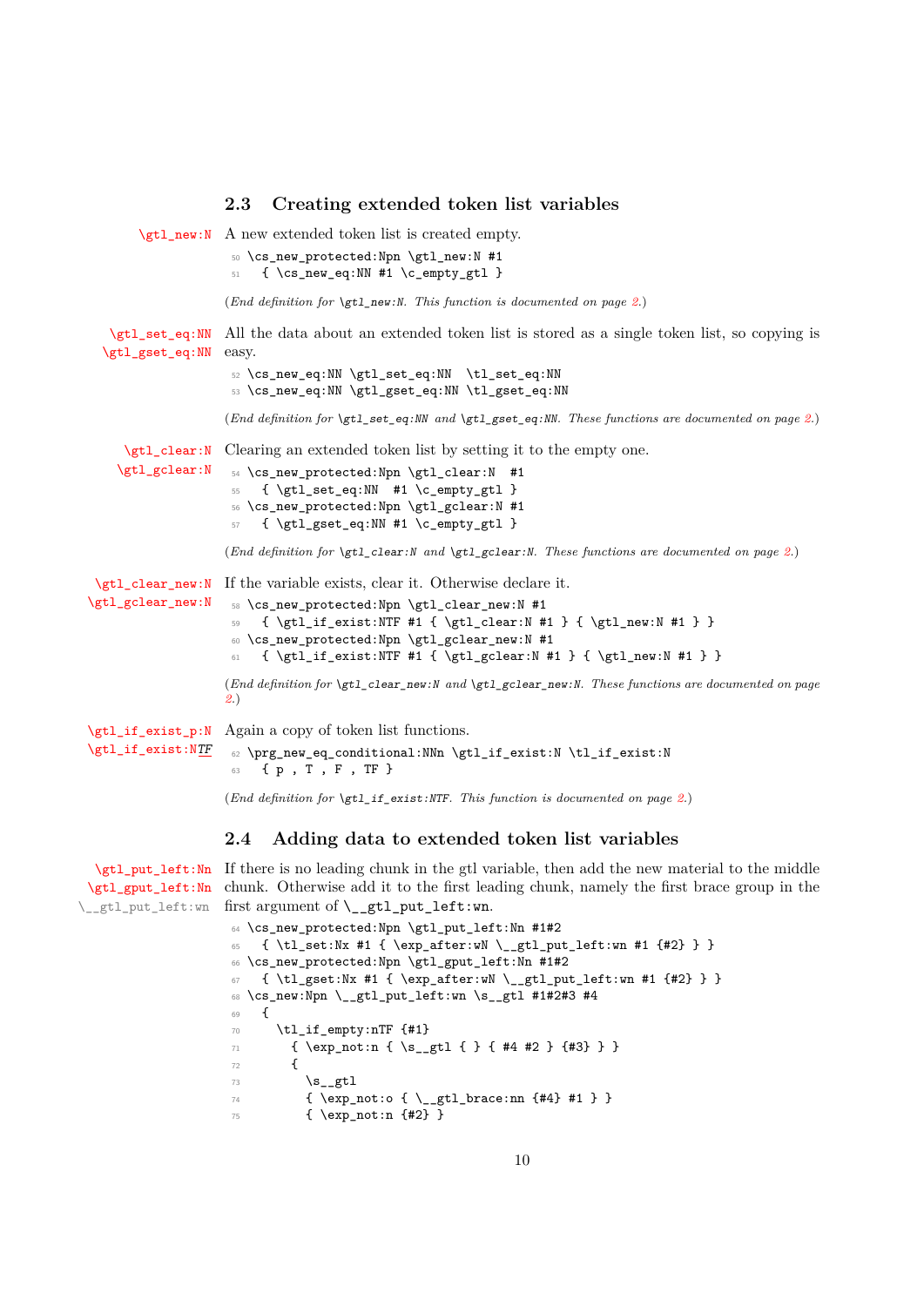### 2.3 Creating extended token list variables

`\gtl_new:N` A new extended token list is created empty.

```
50 \cs_new_protected:Npn \gtl_new:N #1
51   { \cs_new_eq:NN #1 \c_empty_gtl }
```

(*End definition for* `\gtl_new:N`. *This function is documented on page 2.*)

`\gtl_set_eq:NN` `\gtl_gset_eq:NN` All the data about an extended token list is stored as a single token list, so copying is easy.

```
52 \cs_new_eq:NN \gtl_set_eq:NN  \tl_set_eq:NN
53 \cs_new_eq:NN \gtl_gset_eq:NN \tl_gset_eq:NN
```

(*End definition for* `\gtl_set_eq:NN` *and* `\gtl_gset_eq:NN`. *These functions are documented on page 2.*)

`\gtl_clear:N` `\gtl_gclear:N` Clearing an extended token list by setting it to the empty one.

```
54 \cs_new_protected:Npn \gtl_clear:N  #1
55   { \gtl_set_eq:NN  #1 \c_empty_gtl }
56 \cs_new_protected:Npn \gtl_gclear:N #1
57   { \gtl_gset_eq:NN #1 \c_empty_gtl }
```

(*End definition for* `\gtl_clear:N` *and* `\gtl_gclear:N`. *These functions are documented on page 2.*)

`\gtl_clear_new:N` `\gtl_gclear_new:N` If the variable exists, clear it. Otherwise declare it.

```
58 \cs_new_protected:Npn \gtl_clear_new:N #1
59   { \gtl_if_exist:NTF #1 { \gtl_clear:N #1 } { \gtl_new:N #1 } }
60 \cs_new_protected:Npn \gtl_gclear_new:N #1
61   { \gtl_if_exist:NTF #1 { \gtl_gclear:N #1 } { \gtl_new:N #1 } }
```

(*End definition for* `\gtl_clear_new:N` *and* `\gtl_gclear_new:N`. *These functions are documented on page 2.*)

`\gtl_if_exist_p:N` `\gtl_if_exist:NTF` Again a copy of token list functions.

```
62 \prg_new_eq_conditional:NNn \gtl_if_exist:N \tl_if_exist:N
63   { p , T , F , TF }
```

(*End definition for* `\gtl_if_exist:NTF`. *This function is documented on page 2.*)

### 2.4 Adding data to extended token list variables

`\gtl_put_left:Nn` `\gtl_gput_left:Nn` `\__gtl_put_left:wn` If there is no leading chunk in the gtl variable, then add the new material to the middle chunk. Otherwise add it to the first leading chunk, namely the first brace group in the first argument of `\__gtl_put_left:wn`.

```
64 \cs_new_protected:Npn \gtl_put_left:Nn #1#2
65   { \tl_set:Nx #1 { \exp_after:wN \__gtl_put_left:wn #1 {#2} } }
66 \cs_new_protected:Npn \gtl_gput_left:Nn #1#2
67   { \tl_gset:Nx #1 { \exp_after:wN \__gtl_put_left:wn #1 {#2} } }
68 \cs_new:Npn \__gtl_put_left:wn \s__gtl #1#2#3 #4
69   {
70     \tl_if_empty:nTF {#1}
71       { \exp_not:n { \s__gtl { } { #4 #2 } {#3} } }
72       {
73         \s__gtl
74         { \exp_not:o { \__gtl_brace:nn {#4} #1 } }
75         { \exp_not:n {#2} }
```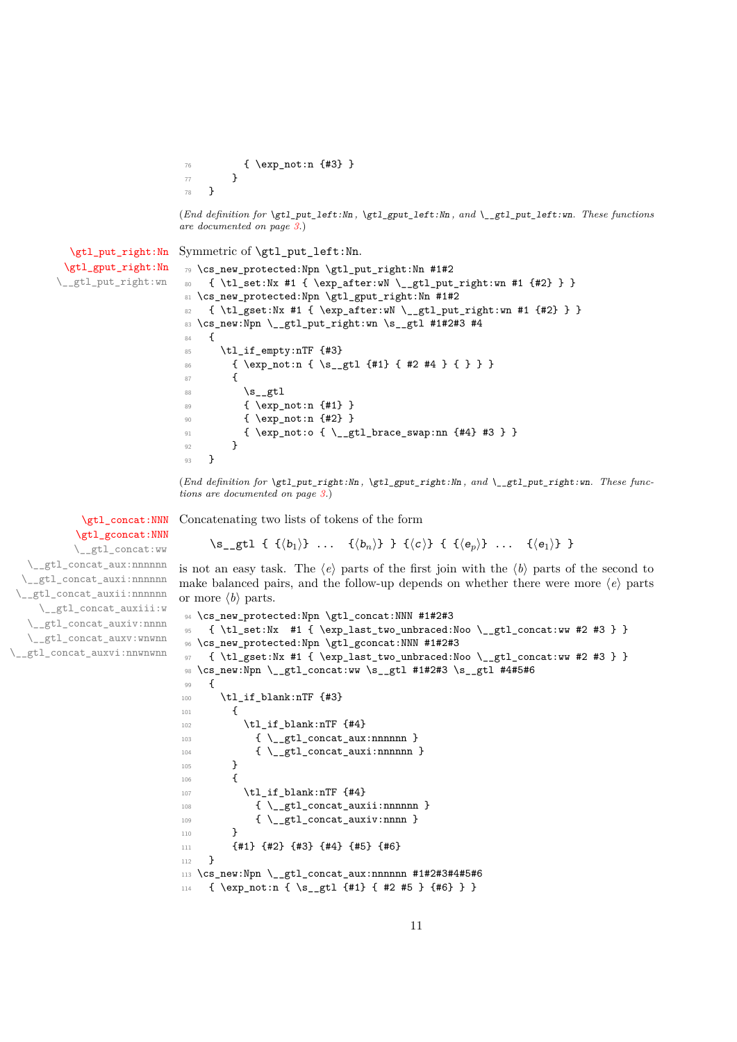```
76          { \exp_not:n {#3} }
77        }
78    }
```

(*End definition for* `\gtl_put_left:Nn`*,* `\gtl_gput_left:Nn`*, and* `\__gtl_put_left:wn`*. These functions are documented on page 3.*)

`\gtl_put_right:Nn`
`\gtl_gput_right:Nn`
`\__gtl_put_right:wn`

Symmetric of `\gtl_put_left:Nn`.

```
79 \cs_new_protected:Npn \gtl_put_right:Nn #1#2
80   { \tl_set:Nx #1 { \exp_after:wN \__gtl_put_right:wn #1 {#2} } }
81 \cs_new_protected:Npn \gtl_gput_right:Nn #1#2
82   { \tl_gset:Nx #1 { \exp_after:wN \__gtl_put_right:wn #1 {#2} } }
83 \cs_new:Npn \__gtl_put_right:wn \s__gtl #1#2#3 #4
84   {
85     \tl_if_empty:nTF {#3}
86       { \exp_not:n { \s__gtl {#1} { #2 #4 } { } } }
87       {
88         \s__gtl
89         { \exp_not:n {#1} }
90         { \exp_not:n {#2} }
91         { \exp_not:o { \__gtl_brace_swap:nn {#4} #3 } }
92       }
93   }
```

(*End definition for* `\gtl_put_right:Nn`*,* `\gtl_gput_right:Nn`*, and* `\__gtl_put_right:wn`*. These functions are documented on page 3.*)

`\gtl_concat:NNN`
`\gtl_gconcat:NNN`
`\__gtl_concat:ww`
`\__gtl_concat_aux:nnnnnn`
`\__gtl_concat_auxi:nnnnnn`
`\__gtl_concat_auxii:nnnnnn`
`\__gtl_concat_auxiii:w`
`\__gtl_concat_auxiv:nnnn`
`\__gtl_concat_auxv:wnwnn`
`\__gtl_concat_auxvi:nnwnwnn`

Concatenating two lists of tokens of the form

$$\texttt{\textbackslash s\_\_gtl \{ \{}\langle b_1\rangle\texttt{\} ... \{}\langle b_n\rangle\texttt{\} \} \{}\langle c\rangle\texttt{\} \{ \{}\langle e_p\rangle\texttt{\} ... \{}\langle e_1\rangle\texttt{\} \}}$$

is not an easy task. The $\langle e\rangle$ parts of the first join with the $\langle b\rangle$ parts of the second to make balanced pairs, and the follow-up depends on whether there were more $\langle e\rangle$ parts or more $\langle b\rangle$ parts.

```
94 \cs_new_protected:Npn \gtl_concat:NNN #1#2#3
95   { \tl_set:Nx  #1 { \exp_last_two_unbraced:Noo \__gtl_concat:ww #2 #3 } }
96 \cs_new_protected:Npn \gtl_gconcat:NNN #1#2#3
97   { \tl_gset:Nx #1 { \exp_last_two_unbraced:Noo \__gtl_concat:ww #2 #3 } }
98 \cs_new:Npn \__gtl_concat:ww \s__gtl #1#2#3 \s__gtl #4#5#6
99   {
100    \tl_if_blank:nTF {#3}
101      {
102        \tl_if_blank:nTF {#4}
103          { \__gtl_concat_aux:nnnnnn }
104          { \__gtl_concat_auxi:nnnnnn }
105      }
106      {
107        \tl_if_blank:nTF {#4}
108          { \__gtl_concat_auxii:nnnnnn }
109          { \__gtl_concat_auxiv:nnnn }
110      }
111      {#1} {#2} {#3} {#4} {#5} {#6}
112  }
113 \cs_new:Npn \__gtl_concat_aux:nnnnnn #1#2#3#4#5#6
114   { \exp_not:n { \s__gtl {#1} { #2 #5 } {#6} } }
```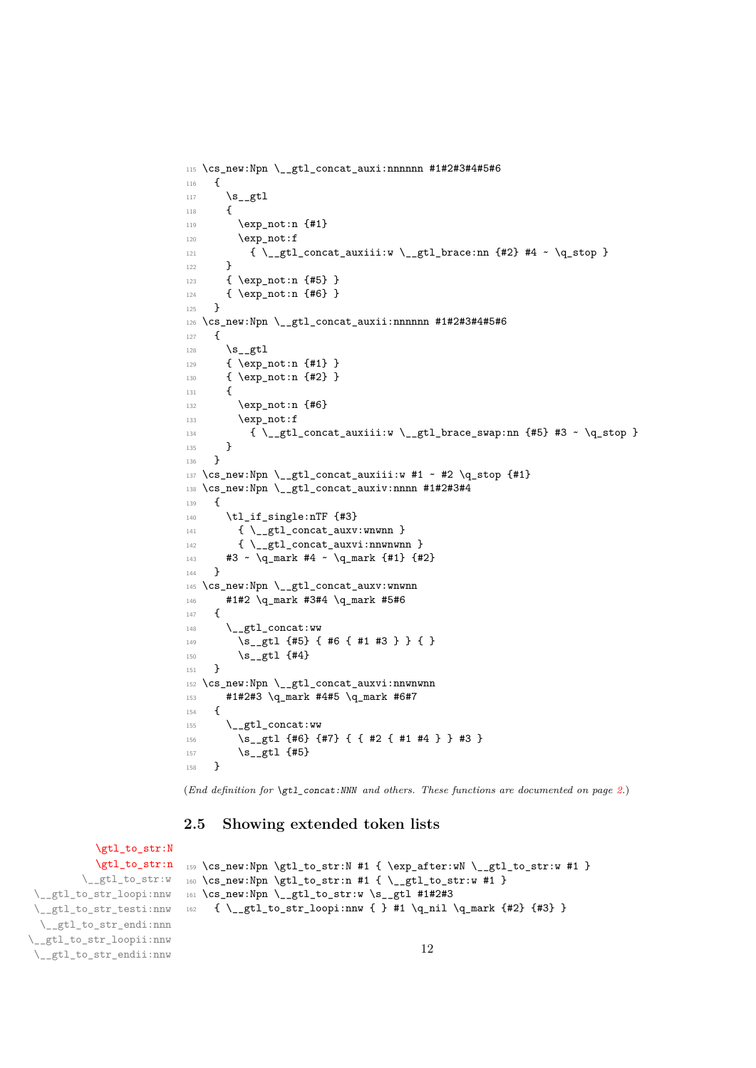```
115 \cs_new:Npn \__gtl_concat_auxi:nnnnnn #1#2#3#4#5#6
116   {
117     \s__gtl
118     {
119       \exp_not:n {#1}
120       \exp_not:f
121         { \__gtl_concat_auxiii:w \__gtl_brace:nn {#2} #4 ~ \q_stop }
122     }
123     { \exp_not:n {#5} }
124     { \exp_not:n {#6} }
125   }
126 \cs_new:Npn \__gtl_concat_auxii:nnnnnn #1#2#3#4#5#6
127   {
128     \s__gtl
129     { \exp_not:n {#1} }
130     { \exp_not:n {#2} }
131     {
132       \exp_not:n {#6}
133       \exp_not:f
134         { \__gtl_concat_auxiii:w \__gtl_brace_swap:nn {#5} #3 ~ \q_stop }
135     }
136   }
137 \cs_new:Npn \__gtl_concat_auxiii:w #1 ~ #2 \q_stop {#1}
138 \cs_new:Npn \__gtl_concat_auxiv:nnnn #1#2#3#4
139   {
140     \tl_if_single:nTF {#3}
141       { \__gtl_concat_auxv:wnwnn }
142       { \__gtl_concat_auxvi:nnwnwnn }
143     #3 ~ \q_mark #4 ~ \q_mark {#1} {#2}
144   }
145 \cs_new:Npn \__gtl_concat_auxv:wnwnn
146     #1#2 \q_mark #3#4 \q_mark #5#6
147   {
148     \__gtl_concat:ww
149       \s__gtl {#5} { #6 { #1 #3 } } { }
150       \s__gtl {#4}
151   }
152 \cs_new:Npn \__gtl_concat_auxvi:nnwnwnn
153     #1#2#3 \q_mark #4#5 \q_mark #6#7
154   {
155     \__gtl_concat:ww
156       \s__gtl {#6} {#7} { { #2 { #1 #4 } } #3 }
157       \s__gtl {#5}
158   }
```

(*End definition for* `\gtl_concat:NNN` *and others. These functions are documented on page 2.*)

## 2.5 Showing extended token lists

`\gtl_to_str:N`
`\gtl_to_str:n`
`\__gtl_to_str:w`
`\__gtl_to_str_loopi:nnw`
`\__gtl_to_str_testi:nnw`
`\__gtl_to_str_endi:nnn`
`\__gtl_to_str_loopii:nnw`
`\__gtl_to_str_endii:nnw`

```
159 \cs_new:Npn \gtl_to_str:N #1 { \exp_after:wN \__gtl_to_str:w #1 }
160 \cs_new:Npn \gtl_to_str:n #1 { \__gtl_to_str:w #1 }
161 \cs_new:Npn \__gtl_to_str:w \s__gtl #1#2#3
162   { \__gtl_to_str_loopi:nnw { } #1 \q_nil \q_mark {#2} {#3} }
```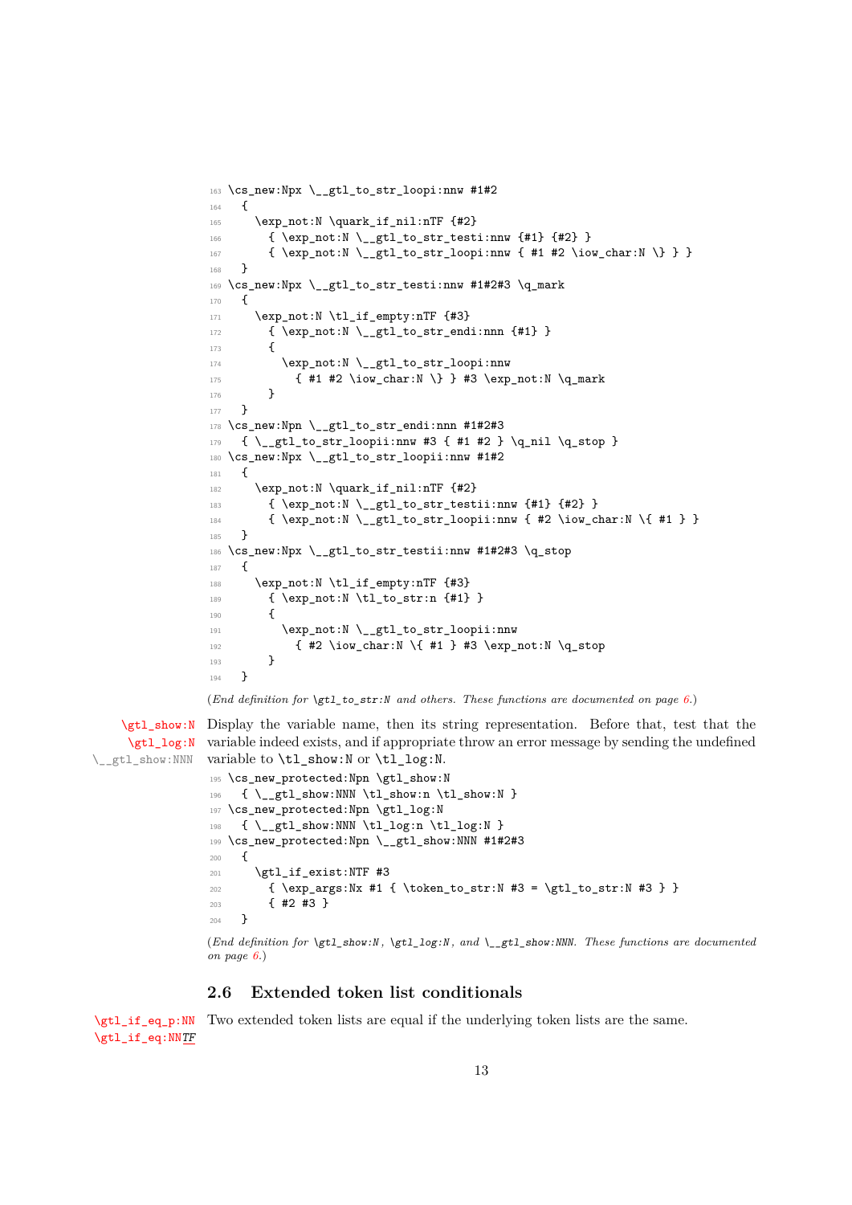```
163 \cs_new:Npx \__gtl_to_str_loopi:nnw #1#2
164   {
165     \exp_not:N \quark_if_nil:nTF {#2}
166       { \exp_not:N \__gtl_to_str_testi:nnw {#1} {#2} }
167       { \exp_not:N \__gtl_to_str_loopi:nnw { #1 #2 \iow_char:N \} } }
168   }
169 \cs_new:Npx \__gtl_to_str_testi:nnw #1#2#3 \q_mark
170   {
171     \exp_not:N \tl_if_empty:nTF {#3}
172       { \exp_not:N \__gtl_to_str_endi:nnn {#1} }
173       {
174         \exp_not:N \__gtl_to_str_loopi:nnw
175           { #1 #2 \iow_char:N \} } #3 \exp_not:N \q_mark
176       }
177   }
178 \cs_new:Npn \__gtl_to_str_endi:nnn #1#2#3
179   { \__gtl_to_str_loopii:nnw #3 { #1 #2 } \q_nil \q_stop }
180 \cs_new:Npx \__gtl_to_str_loopii:nnw #1#2
181   {
182     \exp_not:N \quark_if_nil:nTF {#2}
183       { \exp_not:N \__gtl_to_str_testii:nnw {#1} {#2} }
184       { \exp_not:N \__gtl_to_str_loopii:nnw { #2 \iow_char:N \{ #1 } }
185   }
186 \cs_new:Npx \__gtl_to_str_testii:nnw #1#2#3 \q_stop
187   {
188     \exp_not:N \tl_if_empty:nTF {#3}
189       { \exp_not:N \tl_to_str:n {#1} }
190       {
191         \exp_not:N \__gtl_to_str_loopii:nnw
192           { #2 \iow_char:N \{ #1 } #3 \exp_not:N \q_stop
193       }
194   }
```

(*End definition for `\gtl_to_str:N` and others. These functions are documented on page 6.*)

`\gtl_show:N`
`\gtl_log:N`
`\__gtl_show:NNN`

Display the variable name, then its string representation. Before that, test that the variable indeed exists, and if appropriate throw an error message by sending the undefined variable to `\tl_show:N` or `\tl_log:N`.

```
195 \cs_new_protected:Npn \gtl_show:N
196   { \__gtl_show:NNN \tl_show:n \tl_show:N }
197 \cs_new_protected:Npn \gtl_log:N
198   { \__gtl_show:NNN \tl_log:n \tl_log:N }
199 \cs_new_protected:Npn \__gtl_show:NNN #1#2#3
200   {
201     \gtl_if_exist:NTF #3
202       { \exp_args:Nx #1 { \token_to_str:N #3 = \gtl_to_str:N #3 } }
203       { #2 #3 }
204   }
```

(*End definition for `\gtl_show:N`, `\gtl_log:N`, and `\__gtl_show:NNN`. These functions are documented on page 6.*)

## 2.6 Extended token list conditionals

`\gtl_if_eq_p:NN`
`\gtl_if_eq:NNTF`

Two extended token lists are equal if the underlying token lists are the same.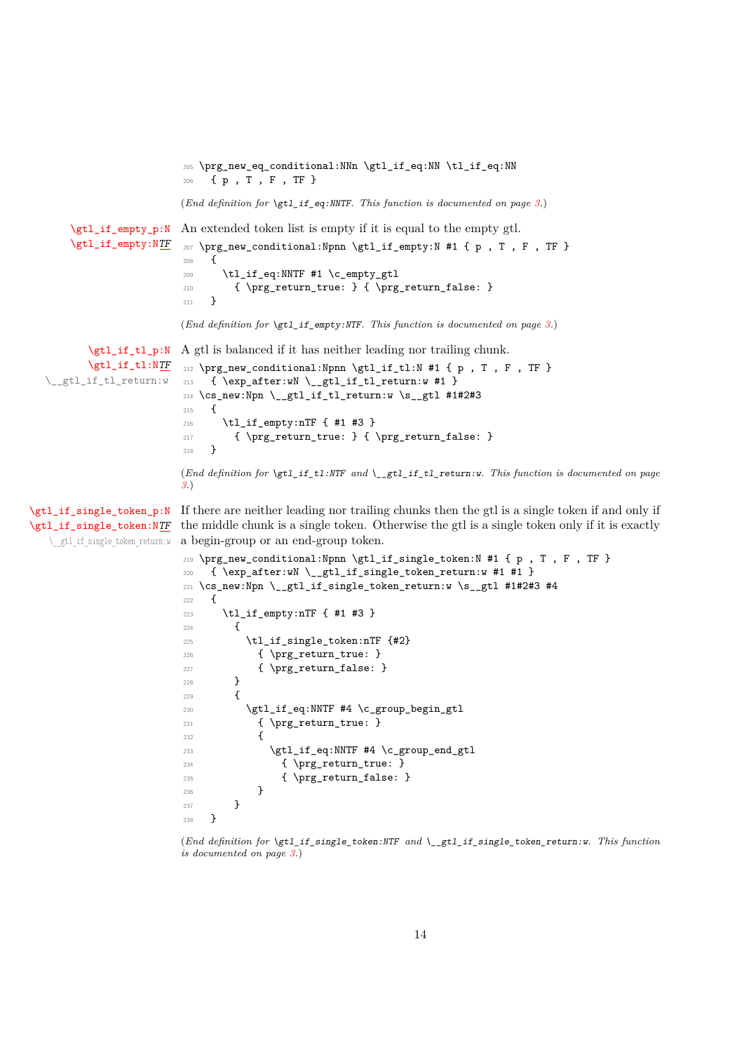```
205 \prg_new_eq_conditional:NNn \gtl_if_eq:NN \tl_if_eq:NN
206   { p , T , F , TF }
```

(*End definition for `\gtl_if_eq:NNTF`. This function is documented on page 3.*)

**`\gtl_if_empty_p:N`**
**`\gtl_if_empty:NTF`**

An extended token list is empty if it is equal to the empty gtl.

```
207 \prg_new_conditional:Npnn \gtl_if_empty:N #1 { p , T , F , TF }
208   {
209     \tl_if_eq:NNTF #1 \c_empty_gtl
210       { \prg_return_true: } { \prg_return_false: }
211   }
```

(*End definition for `\gtl_if_empty:NTF`. This function is documented on page 3.*)

**`\gtl_if_tl_p:N`**
**`\gtl_if_tl:NTF`**
`\__gtl_if_tl_return:w`

A gtl is balanced if it has neither leading nor trailing chunk.

```
212 \prg_new_conditional:Npnn \gtl_if_tl:N #1 { p , T , F , TF }
213   { \exp_after:wN \__gtl_if_tl_return:w #1 }
214 \cs_new:Npn \__gtl_if_tl_return:w \s__gtl #1#2#3
215   {
216     \tl_if_empty:nTF { #1 #3 }
217       { \prg_return_true: } { \prg_return_false: }
218   }
```

(*End definition for `\gtl_if_tl:NTF` and `\__gtl_if_tl_return:w`. This function is documented on page 3.*)

**`\gtl_if_single_token_p:N`**
**`\gtl_if_single_token:NTF`**
`\__gtl_if_single_token_return:w`

If there are neither leading nor trailing chunks then the gtl is a single token if and only if the middle chunk is a single token. Otherwise the gtl is a single token only if it is exactly a begin-group or an end-group token.

```
219 \prg_new_conditional:Npnn \gtl_if_single_token:N #1 { p , T , F , TF }
220   { \exp_after:wN \__gtl_if_single_token_return:w #1 #1 }
221 \cs_new:Npn \__gtl_if_single_token_return:w \s__gtl #1#2#3 #4
222   {
223     \tl_if_empty:nTF { #1 #3 }
224       {
225         \tl_if_single_token:nTF {#2}
226           { \prg_return_true: }
227           { \prg_return_false: }
228       }
229       {
230         \gtl_if_eq:NNTF #4 \c_group_begin_gtl
231           { \prg_return_true: }
232           {
233             \gtl_if_eq:NNTF #4 \c_group_end_gtl
234               { \prg_return_true: }
235               { \prg_return_false: }
236           }
237       }
238   }
```

(*End definition for `\gtl_if_single_token:NTF` and `\__gtl_if_single_token_return:w`. This function is documented on page 3.*)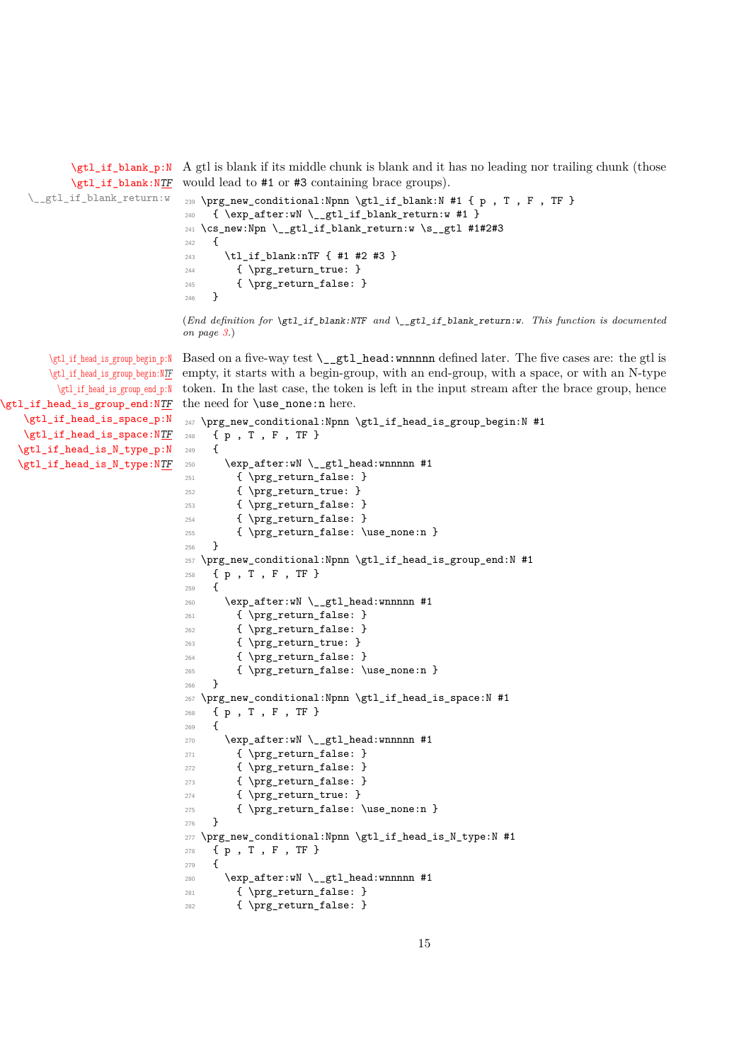\gtl_if_blank_p:N
\gtl_if_blank:NTF
\__gtl_if_blank_return:w

A gtl is blank if its middle chunk is blank and it has no leading nor trailing chunk (those would lead to #1 or #3 containing brace groups).

```
239 \prg_new_conditional:Npnn \gtl_if_blank:N #1 { p , T , F , TF }
240   { \exp_after:wN \__gtl_if_blank_return:w #1 }
241 \cs_new:Npn \__gtl_if_blank_return:w \s__gtl #1#2#3
242   {
243     \tl_if_blank:nTF { #1 #2 #3 }
244       { \prg_return_true: }
245       { \prg_return_false: }
246   }
```

(*End definition for* \gtl_if_blank:NTF *and* \__gtl_if_blank_return:w*. This function is documented on page 3.*)

\gtl_if_head_is_group_begin_p:N
\gtl_if_head_is_group_begin:NTF
\gtl_if_head_is_group_end_p:N
\gtl_if_head_is_group_end:NTF
\gtl_if_head_is_space_p:N
\gtl_if_head_is_space:NTF
\gtl_if_head_is_N_type_p:N
\gtl_if_head_is_N_type:NTF

Based on a five-way test \__gtl_head:wnnnnn defined later. The five cases are: the gtl is empty, it starts with a begin-group, with an end-group, with a space, or with an N-type token. In the last case, the token is left in the input stream after the brace group, hence the need for \use_none:n here.

```
247 \prg_new_conditional:Npnn \gtl_if_head_is_group_begin:N #1
248   { p , T , F , TF }
249   {
250     \exp_after:wN \__gtl_head:wnnnnn #1
251       { \prg_return_false: }
252       { \prg_return_true: }
253       { \prg_return_false: }
254       { \prg_return_false: }
255       { \prg_return_false: \use_none:n }
256   }
257 \prg_new_conditional:Npnn \gtl_if_head_is_group_end:N #1
258   { p , T , F , TF }
259   {
260     \exp_after:wN \__gtl_head:wnnnnn #1
261       { \prg_return_false: }
262       { \prg_return_false: }
263       { \prg_return_true: }
264       { \prg_return_false: }
265       { \prg_return_false: \use_none:n }
266   }
267 \prg_new_conditional:Npnn \gtl_if_head_is_space:N #1
268   { p , T , F , TF }
269   {
270     \exp_after:wN \__gtl_head:wnnnnn #1
271       { \prg_return_false: }
272       { \prg_return_false: }
273       { \prg_return_false: }
274       { \prg_return_true: }
275       { \prg_return_false: \use_none:n }
276   }
277 \prg_new_conditional:Npnn \gtl_if_head_is_N_type:N #1
278   { p , T , F , TF }
279   {
280     \exp_after:wN \__gtl_head:wnnnnn #1
281       { \prg_return_false: }
282       { \prg_return_false: }
```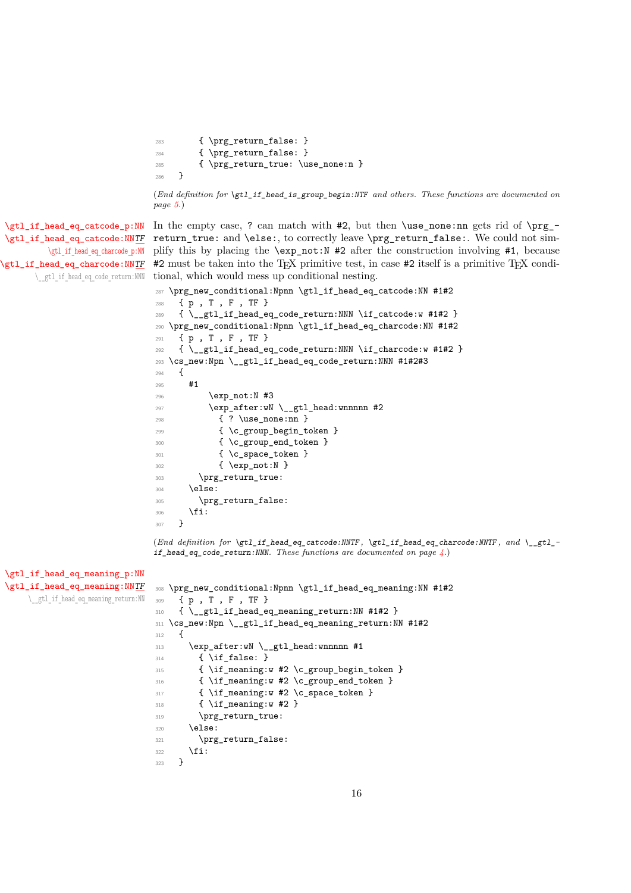```
283       { \prg_return_false: }
284       { \prg_return_false: }
285       { \prg_return_true: \use_none:n }
286   }
```

(*End definition for* `\gtl_if_head_is_group_begin:NTF` *and others. These functions are documented on page 5.*)

`\gtl_if_head_eq_catcode_p:NN`
`\gtl_if_head_eq_catcode:NNTF`
`\gtl_if_head_eq_charcode_p:NN`
`\gtl_if_head_eq_charcode:NNTF`
`\__gtl_if_head_eq_code_return:NNN`

In the empty case, `?` can match with `#2`, but then `\use_none:nn` gets rid of `\prg_return_true:` and `\else:`, to correctly leave `\prg_return_false:`. We could not simplify this by placing the `\exp_not:N #2` after the construction involving `#1`, because `#2` must be taken into the TeX primitive test, in case `#2` itself is a primitive TeX conditional, which would mess up conditional nesting.

```
287 \prg_new_conditional:Npnn \gtl_if_head_eq_catcode:NN #1#2
288   { p , T , F , TF }
289   { \__gtl_if_head_eq_code_return:NNN \if_catcode:w #1#2 }
290 \prg_new_conditional:Npnn \gtl_if_head_eq_charcode:NN #1#2
291   { p , T , F , TF }
292   { \__gtl_if_head_eq_code_return:NNN \if_charcode:w #1#2 }
293 \cs_new:Npn \__gtl_if_head_eq_code_return:NNN #1#2#3
294   {
295     #1
296         \exp_not:N #3
297         \exp_after:wN \__gtl_head:wnnnnn #2
298           { ? \use_none:nn }
299           { \c_group_begin_token }
300           { \c_group_end_token }
301           { \c_space_token }
302           { \exp_not:N }
303       \prg_return_true:
304     \else:
305       \prg_return_false:
306     \fi:
307   }
```

(*End definition for* `\gtl_if_head_eq_catcode:NNTF`*,* `\gtl_if_head_eq_charcode:NNTF`*, and* `\__gtl_if_head_eq_code_return:NNN`*. These functions are documented on page 4.*)

`\gtl_if_head_eq_meaning_p:NN`
`\gtl_if_head_eq_meaning:NNTF`
`\__gtl_if_head_eq_meaning_return:NN`

```
308 \prg_new_conditional:Npnn \gtl_if_head_eq_meaning:NN #1#2
309   { p , T , F , TF }
310   { \__gtl_if_head_eq_meaning_return:NN #1#2 }
311 \cs_new:Npn \__gtl_if_head_eq_meaning_return:NN #1#2
312   {
313     \exp_after:wN \__gtl_head:wnnnnn #1
314       { \if_false: }
315       { \if_meaning:w #2 \c_group_begin_token }
316       { \if_meaning:w #2 \c_group_end_token }
317       { \if_meaning:w #2 \c_space_token }
318       { \if_meaning:w #2 }
319       \prg_return_true:
320     \else:
321       \prg_return_false:
322     \fi:
323   }
```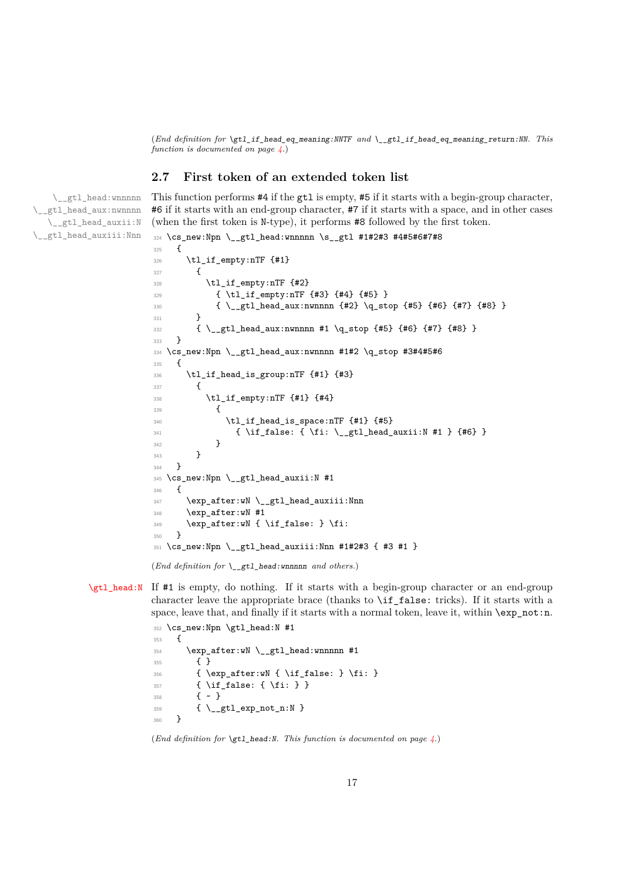(*End definition for* `\gtl_if_head_eq_meaning:NNTF` *and* `\__gtl_if_head_eq_meaning_return:NN`*. This function is documented on page 4.*)

## 2.7 First token of an extended token list

`\__gtl_head:wnnnnn`
`\__gtl_head_aux:nwnnnn`
`\__gtl_head_auxii:N`
`\__gtl_head_auxiii:Nnn`

This function performs #4 if the gtl is empty, #5 if it starts with a begin-group character, #6 if it starts with an end-group character, #7 if it starts with a space, and in other cases (when the first token is N-type), it performs #8 followed by the first token.

```
324 \cs_new:Npn \__gtl_head:wnnnnn \s__gtl #1#2#3 #4#5#6#7#8
325   {
326     \tl_if_empty:nTF {#1}
327       {
328         \tl_if_empty:nTF {#2}
329           { \tl_if_empty:nTF {#3} {#4} {#5} }
330           { \__gtl_head_aux:nwnnnn {#2} \q_stop {#5} {#6} {#7} {#8} }
331       }
332       { \__gtl_head_aux:nwnnnn #1 \q_stop {#5} {#6} {#7} {#8} }
333   }
334 \cs_new:Npn \__gtl_head_aux:nwnnnn #1#2 \q_stop #3#4#5#6
335   {
336     \tl_if_head_is_group:nTF {#1} {#3}
337       {
338         \tl_if_empty:nTF {#1} {#4}
339           {
340             \tl_if_head_is_space:nTF {#1} {#5}
341               { \if_false: { \fi: \__gtl_head_auxii:N #1 } {#6} }
342           }
343       }
344   }
345 \cs_new:Npn \__gtl_head_auxii:N #1
346   {
347     \exp_after:wN \__gtl_head_auxiii:Nnn
348     \exp_after:wN #1
349     \exp_after:wN { \if_false: } \fi:
350   }
351 \cs_new:Npn \__gtl_head_auxiii:Nnn #1#2#3 { #3 #1 }
```

(*End definition for* `\__gtl_head:wnnnnn` *and others.*)

`\gtl_head:N`

If #1 is empty, do nothing. If it starts with a begin-group character or an end-group character leave the appropriate brace (thanks to `\if_false:` tricks). If it starts with a space, leave that, and finally if it starts with a normal token, leave it, within `\exp_not:n`.

```
352 \cs_new:Npn \gtl_head:N #1
353   {
354     \exp_after:wN \__gtl_head:wnnnnn #1
355       { }
356       { \exp_after:wN { \if_false: } \fi: }
357       { \if_false: { \fi: } }
358       { ~ }
359       { \__gtl_exp_not_n:N }
360   }
```

(*End definition for* `\gtl_head:N`*. This function is documented on page 4.*)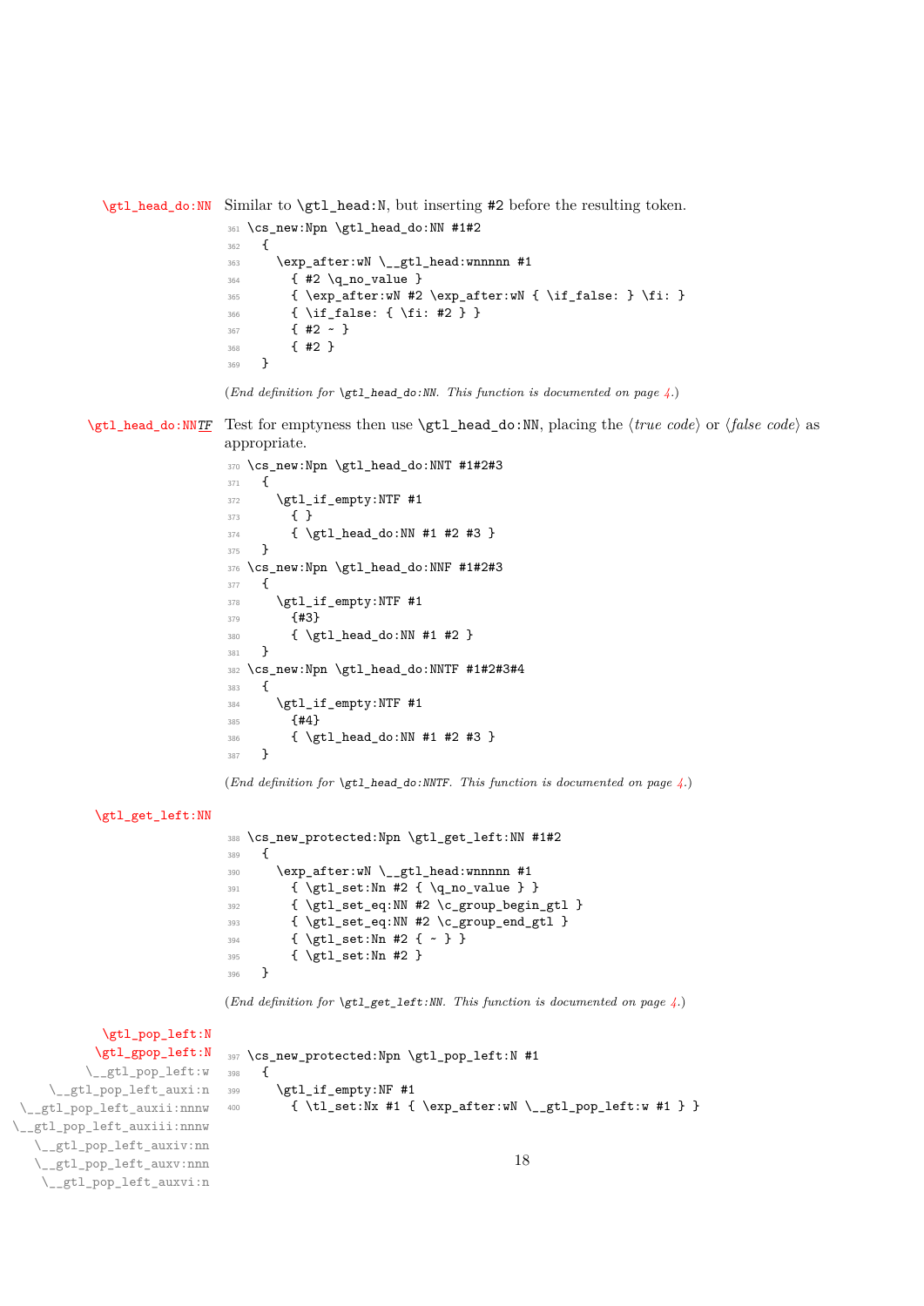\gtl_head_do:NN

Similar to \gtl_head:N, but inserting #2 before the resulting token.

```
361 \cs_new:Npn \gtl_head_do:NN #1#2
362   {
363     \exp_after:wN \__gtl_head:wnnnnn #1
364       { #2 \q_no_value }
365       { \exp_after:wN #2 \exp_after:wN { \if_false: } \fi: }
366       { \if_false: { \fi: #2 } }
367       { #2 ~ }
368       { #2 }
369   }
```

(*End definition for \gtl_head_do:NN. This function is documented on page 4.*)

\gtl_head_do:NN*TF*

Test for emptyness then use \gtl_head_do:NN, placing the ⟨*true code*⟩ or ⟨*false code*⟩ as appropriate.

```
370 \cs_new:Npn \gtl_head_do:NNT #1#2#3
371   {
372     \gtl_if_empty:NTF #1
373       { }
374       { \gtl_head_do:NN #1 #2 #3 }
375   }
376 \cs_new:Npn \gtl_head_do:NNF #1#2#3
377   {
378     \gtl_if_empty:NTF #1
379       {#3}
380       { \gtl_head_do:NN #1 #2 }
381   }
382 \cs_new:Npn \gtl_head_do:NNTF #1#2#3#4
383   {
384     \gtl_if_empty:NTF #1
385       {#4}
386       { \gtl_head_do:NN #1 #2 #3 }
387   }
```

(*End definition for \gtl_head_do:NNTF. This function is documented on page 4.*)

\gtl_get_left:NN

```
388 \cs_new_protected:Npn \gtl_get_left:NN #1#2
389   {
390     \exp_after:wN \__gtl_head:wnnnnn #1
391       { \gtl_set:Nn #2 { \q_no_value } }
392       { \gtl_set_eq:NN #2 \c_group_begin_gtl }
393       { \gtl_set_eq:NN #2 \c_group_end_gtl }
394       { \gtl_set:Nn #2 { ~ } }
395       { \gtl_set:Nn #2 }
396   }
```

(*End definition for \gtl_get_left:NN. This function is documented on page 4.*)

\gtl_pop_left:N
\gtl_gpop_left:N
\__gtl_pop_left:w
\__gtl_pop_left_auxi:n
\__gtl_pop_left_auxii:nnnw
\__gtl_pop_left_auxiii:nnnw
\__gtl_pop_left_auxiv:nn
\__gtl_pop_left_auxv:nnn
\__gtl_pop_left_auxvi:n

```
397 \cs_new_protected:Npn \gtl_pop_left:N #1
398   {
399     \gtl_if_empty:NF #1
400       { \tl_set:Nx #1 { \exp_after:wN \__gtl_pop_left:w #1 } }
```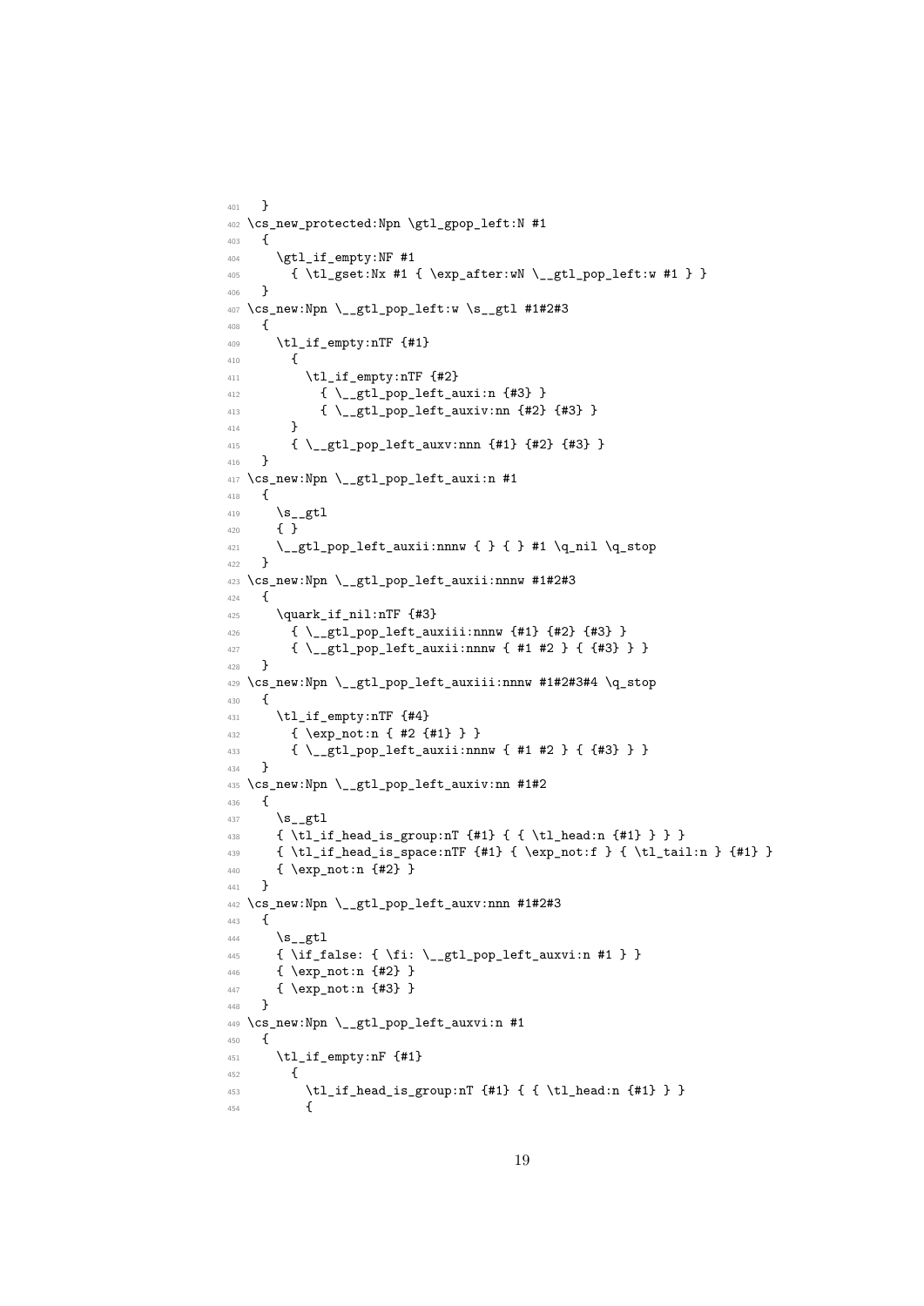```
401   }
402 \cs_new_protected:Npn \gtl_gpop_left:N #1
403   {
404     \gtl_if_empty:NF #1
405       { \tl_gset:Nx #1 { \exp_after:wN \__gtl_pop_left:w #1 } }
406   }
407 \cs_new:Npn \__gtl_pop_left:w \s__gtl #1#2#3
408   {
409     \tl_if_empty:nTF {#1}
410       {
411         \tl_if_empty:nTF {#2}
412           { \__gtl_pop_left_auxi:n {#3} }
413           { \__gtl_pop_left_auxiv:nn {#2} {#3} }
414       }
415       { \__gtl_pop_left_auxv:nnn {#1} {#2} {#3} }
416   }
417 \cs_new:Npn \__gtl_pop_left_auxi:n #1
418   {
419     \s__gtl
420     { }
421     \__gtl_pop_left_auxii:nnnw { } { } #1 \q_nil \q_stop
422   }
423 \cs_new:Npn \__gtl_pop_left_auxii:nnnw #1#2#3
424   {
425     \quark_if_nil:nTF {#3}
426       { \__gtl_pop_left_auxiii:nnnw {#1} {#2} {#3} }
427       { \__gtl_pop_left_auxii:nnnw { #1 #2 } { {#3} } }
428   }
429 \cs_new:Npn \__gtl_pop_left_auxiii:nnnw #1#2#3#4 \q_stop
430   {
431     \tl_if_empty:nTF {#4}
432       { \exp_not:n { #2 {#1} } }
433       { \__gtl_pop_left_auxii:nnnw { #1 #2 } { {#3} } }
434   }
435 \cs_new:Npn \__gtl_pop_left_auxiv:nn #1#2
436   {
437     \s__gtl
438     { \tl_if_head_is_group:nT {#1} { { \tl_head:n {#1} } } }
439     { \tl_if_head_is_space:nTF {#1} { \exp_not:f } { \tl_tail:n } {#1} }
440     { \exp_not:n {#2} }
441   }
442 \cs_new:Npn \__gtl_pop_left_auxv:nnn #1#2#3
443   {
444     \s__gtl
445     { \if_false: { \fi: \__gtl_pop_left_auxvi:n #1 } }
446     { \exp_not:n {#2} }
447     { \exp_not:n {#3} }
448   }
449 \cs_new:Npn \__gtl_pop_left_auxvi:n #1
450   {
451     \tl_if_empty:nF {#1}
452       {
453         \tl_if_head_is_group:nT {#1} { { \tl_head:n {#1} } }
454         {
```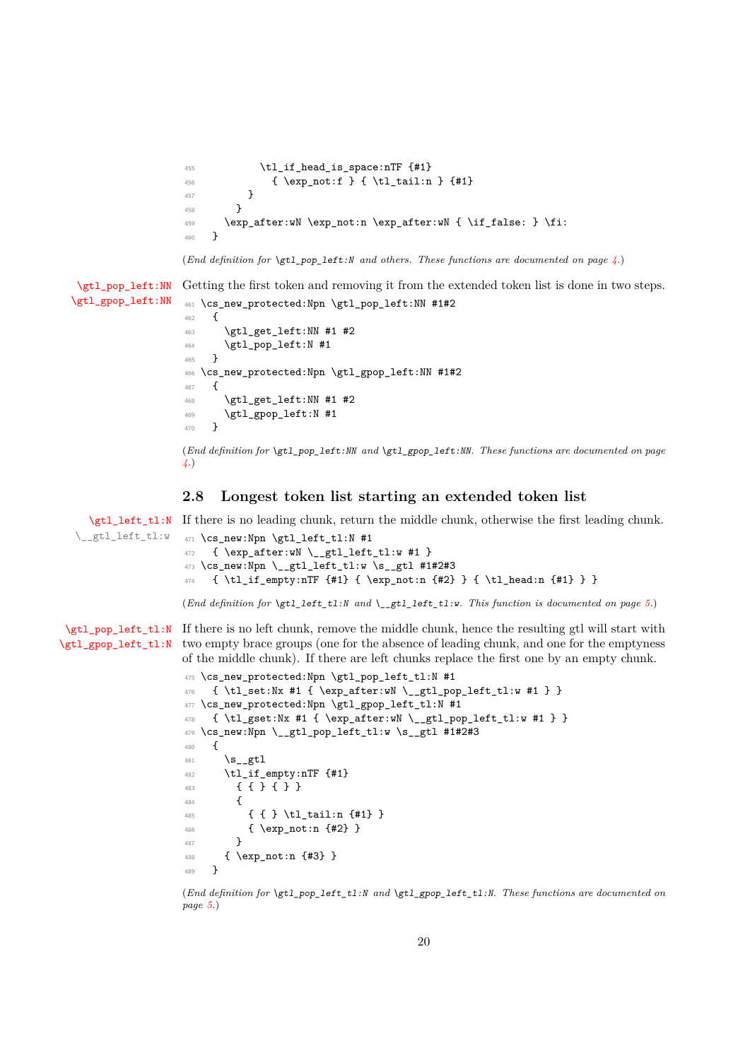```
455           \tl_if_head_is_space:nTF {#1}
456             { \exp_not:f } { \tl_tail:n } {#1}
457         }
458       }
459     \exp_after:wN \exp_not:n \exp_after:wN { \if_false: } \fi:
460   }
```

(*End definition for* `\gtl_pop_left:N` *and others. These functions are documented on page 4.*)

`\gtl_pop_left:NN`
`\gtl_gpop_left:NN`

Getting the first token and removing it from the extended token list is done in two steps.

```
461 \cs_new_protected:Npn \gtl_pop_left:NN #1#2
462   {
463     \gtl_get_left:NN #1 #2
464     \gtl_pop_left:N #1
465   }
466 \cs_new_protected:Npn \gtl_gpop_left:NN #1#2
467   {
468     \gtl_get_left:NN #1 #2
469     \gtl_gpop_left:N #1
470   }
```

(*End definition for* `\gtl_pop_left:NN` *and* `\gtl_gpop_left:NN`*. These functions are documented on page 4.*)

## 2.8 Longest token list starting an extended token list

`\gtl_left_tl:N`
`\__gtl_left_tl:w`

If there is no leading chunk, return the middle chunk, otherwise the first leading chunk.

```
471 \cs_new:Npn \gtl_left_tl:N #1
472   { \exp_after:wN \__gtl_left_tl:w #1 }
473 \cs_new:Npn \__gtl_left_tl:w \s__gtl #1#2#3
474   { \tl_if_empty:nTF {#1} { \exp_not:n {#2} } { \tl_head:n {#1} } }
```

(*End definition for* `\gtl_left_tl:N` *and* `\__gtl_left_tl:w`*. This function is documented on page 5.*)

`\gtl_pop_left_tl:N`
`\gtl_gpop_left_tl:N`

If there is no left chunk, remove the middle chunk, hence the resulting gtl will start with two empty brace groups (one for the absence of leading chunk, and one for the emptyness of the middle chunk). If there are left chunks replace the first one by an empty chunk.

```
475 \cs_new_protected:Npn \gtl_pop_left_tl:N #1
476   { \tl_set:Nx #1 { \exp_after:wN \__gtl_pop_left_tl:w #1 } }
477 \cs_new_protected:Npn \gtl_gpop_left_tl:N #1
478   { \tl_gset:Nx #1 { \exp_after:wN \__gtl_pop_left_tl:w #1 } }
479 \cs_new:Npn \__gtl_pop_left_tl:w \s__gtl #1#2#3
480   {
481     \s__gtl
482     \tl_if_empty:nTF {#1}
483       { { } { } }
484       {
485         { { } \tl_tail:n {#1} }
486         { \exp_not:n {#2} }
487       }
488     { \exp_not:n {#3} }
489   }
```

(*End definition for* `\gtl_pop_left_tl:N` *and* `\gtl_gpop_left_tl:N`*. These functions are documented on page 5.*)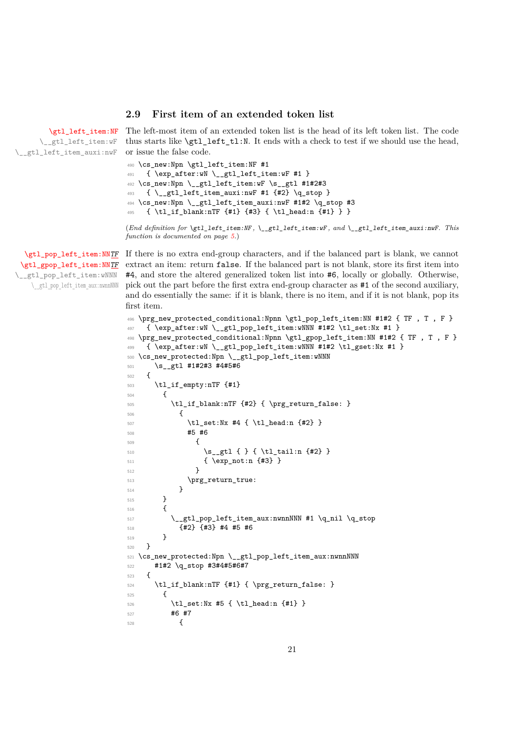## 2.9 First item of an extended token list

\gtl_left_item:NF
\__gtl_left_item:wF
\__gtl_left_item_auxi:nwF

The left-most item of an extended token list is the head of its left token list. The code thus starts like `\gtl_left_tl:N`. It ends with a check to test if we should use the head, or issue the false code.

```
490 \cs_new:Npn \gtl_left_item:NF #1
491   { \exp_after:wN \__gtl_left_item:wF #1 }
492 \cs_new:Npn \__gtl_left_item:wF \s__gtl #1#2#3
493   { \__gtl_left_item_auxi:nwF #1 {#2} \q_stop }
494 \cs_new:Npn \__gtl_left_item_auxi:nwF #1#2 \q_stop #3
495   { \tl_if_blank:nTF {#1} {#3} { \tl_head:n {#1} } }
```

(*End definition for* `\gtl_left_item:NF`*,* `\__gtl_left_item:wF`*, and* `\__gtl_left_item_auxi:nwF`*. This function is documented on page 5.*)

\gtl_pop_left_item:NNTF
\gtl_gpop_left_item:NNTF
\__gtl_pop_left_item:wNNN
\__gtl_pop_left_item_aux:nwnnNNN

If there is no extra end-group characters, and if the balanced part is blank, we cannot extract an item: return `false`. If the balanced part is not blank, store its first item into `#4`, and store the altered generalized token list into `#6`, locally or globally. Otherwise, pick out the part before the first extra end-group character as `#1` of the second auxiliary, and do essentially the same: if it is blank, there is no item, and if it is not blank, pop its first item.

```
496 \prg_new_protected_conditional:Npnn \gtl_pop_left_item:NN #1#2 { TF , T , F }
497   { \exp_after:wN \__gtl_pop_left_item:wNNN #1#2 \tl_set:Nx #1 }
498 \prg_new_protected_conditional:Npnn \gtl_gpop_left_item:NN #1#2 { TF , T , F }
499   { \exp_after:wN \__gtl_pop_left_item:wNNN #1#2 \tl_gset:Nx #1 }
500 \cs_new_protected:Npn \__gtl_pop_left_item:wNNN
501     \s__gtl #1#2#3 #4#5#6
502   {
503     \tl_if_empty:nTF {#1}
504       {
505         \tl_if_blank:nTF {#2} { \prg_return_false: }
506           {
507             \tl_set:Nx #4 { \tl_head:n {#2} }
508             #5 #6
509               {
510                 \s__gtl { } { \tl_tail:n {#2} }
511                 { \exp_not:n {#3} }
512               }
513             \prg_return_true:
514           }
515       }
516       {
517         \__gtl_pop_left_item_aux:nwnnNNN #1 \q_nil \q_stop
518           {#2} {#3} #4 #5 #6
519       }
520   }
521 \cs_new_protected:Npn \__gtl_pop_left_item_aux:nwnnNNN
522     #1#2 \q_stop #3#4#5#6#7
523   {
524     \tl_if_blank:nTF {#1} { \prg_return_false: }
525       {
526         \tl_set:Nx #5 { \tl_head:n {#1} }
527         #6 #7
528           {
```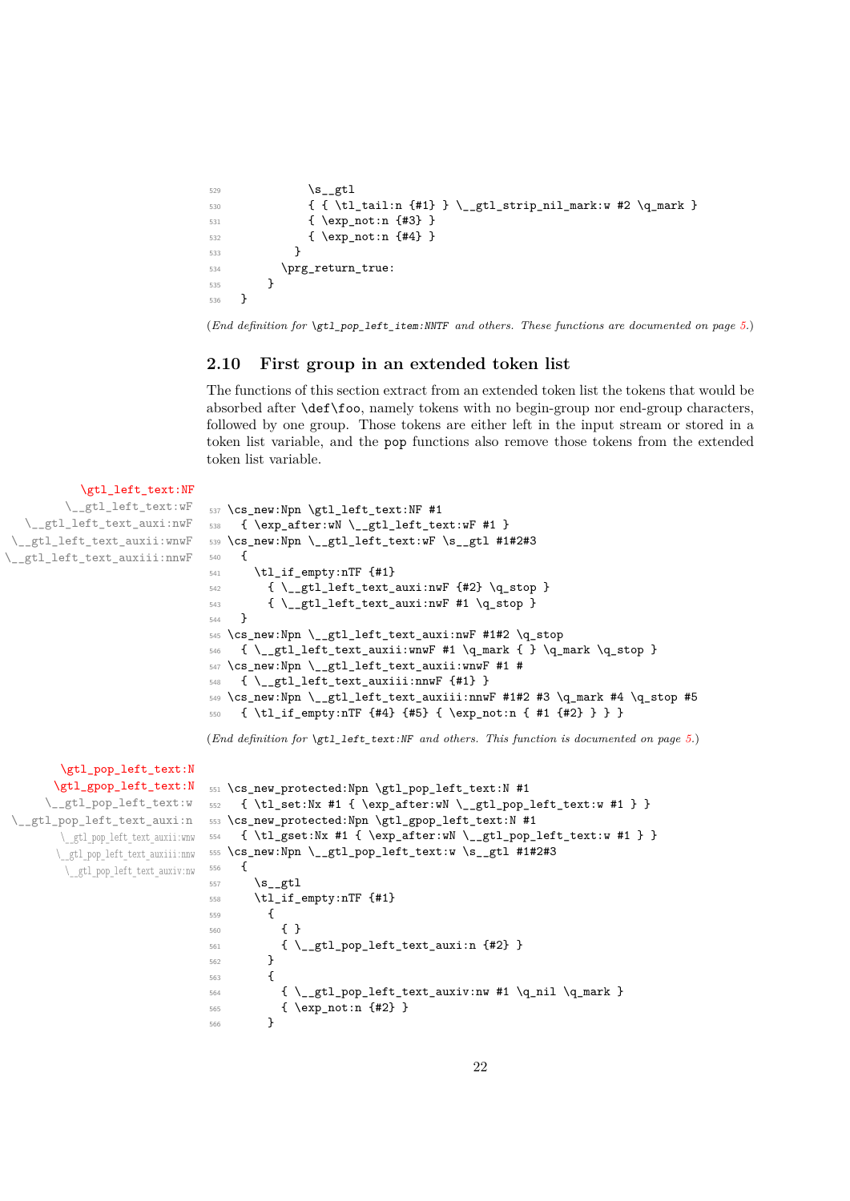```
529             \s__gtl
530             { { \tl_tail:n {#1} } \__gtl_strip_nil_mark:w #2 \q_mark }
531             { \exp_not:n {#3} }
532             { \exp_not:n {#4} }
533           }
534         \prg_return_true:
535       }
536   }
```

(*End definition for* `\gtl_pop_left_item:NNTF` *and others. These functions are documented on page 5.*)

## 2.10 First group in an extended token list

The functions of this section extract from an extended token list the tokens that would be absorbed after `\def\foo`, namely tokens with no begin-group nor end-group characters, followed by one group. Those tokens are either left in the input stream or stored in a token list variable, and the `pop` functions also remove those tokens from the extended token list variable.

`\gtl_left_text:NF`
`\__gtl_left_text:wF`
`\__gtl_left_text_auxi:nwF`
`\__gtl_left_text_auxii:wnwF`
`\__gtl_left_text_auxiii:nnwF`

```
537 \cs_new:Npn \gtl_left_text:NF #1
538   { \exp_after:wN \__gtl_left_text:wF #1 }
539 \cs_new:Npn \__gtl_left_text:wF \s__gtl #1#2#3
540   {
541     \tl_if_empty:nTF {#1}
542       { \__gtl_left_text_auxi:nwF {#2} \q_stop }
543       { \__gtl_left_text_auxi:nwF #1 \q_stop }
544   }
545 \cs_new:Npn \__gtl_left_text_auxi:nwF #1#2 \q_stop
546   { \__gtl_left_text_auxii:wnwF #1 \q_mark { } \q_mark \q_stop }
547 \cs_new:Npn \__gtl_left_text_auxii:wnwF #1 #
548   { \__gtl_left_text_auxiii:nnwF {#1} }
549 \cs_new:Npn \__gtl_left_text_auxiii:nnwF #1#2 #3 \q_mark #4 \q_stop #5
550   { \tl_if_empty:nTF {#4} {#5} { \exp_not:n { #1 {#2} } } }
```

(*End definition for* `\gtl_left_text:NF` *and others. This function is documented on page 5.*)

`\gtl_pop_left_text:N`
`\gtl_gpop_left_text:N`
`\__gtl_pop_left_text:w`
`\__gtl_pop_left_text_auxi:n`
`\__gtl_pop_left_text_auxii:wnw`
`\__gtl_pop_left_text_auxiii:nnw`
`\__gtl_pop_left_text_auxiv:nw`

```
551 \cs_new_protected:Npn \gtl_pop_left_text:N #1
552   { \tl_set:Nx #1 { \exp_after:wN \__gtl_pop_left_text:w #1 } }
553 \cs_new_protected:Npn \gtl_gpop_left_text:N #1
554   { \tl_gset:Nx #1 { \exp_after:wN \__gtl_pop_left_text:w #1 } }
555 \cs_new:Npn \__gtl_pop_left_text:w \s__gtl #1#2#3
556   {
557     \s__gtl
558     \tl_if_empty:nTF {#1}
559       {
560         { }
561         { \__gtl_pop_left_text_auxi:n {#2} }
562       }
563       {
564         { \__gtl_pop_left_text_auxiv:nw #1 \q_nil \q_mark }
565         { \exp_not:n {#2} }
566       }
```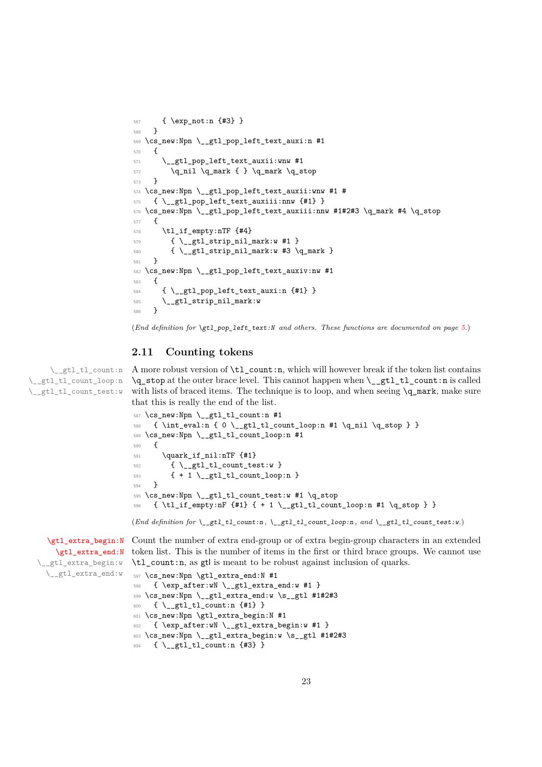```
567      { \exp_not:n {#3} }
568    }
569  \cs_new:Npn \__gtl_pop_left_text_auxi:n #1
570    {
571      \__gtl_pop_left_text_auxii:wnw #1
572        \q_nil \q_mark { } \q_mark \q_stop
573    }
574  \cs_new:Npn \__gtl_pop_left_text_auxii:wnw #1 #
575    { \__gtl_pop_left_text_auxiii:nnw {#1} }
576  \cs_new:Npn \__gtl_pop_left_text_auxiii:nnw #1#2#3 \q_mark #4 \q_stop
577    {
578      \tl_if_empty:nTF {#4}
579        { \__gtl_strip_nil_mark:w #1 }
580        { \__gtl_strip_nil_mark:w #3 \q_mark }
581    }
582  \cs_new:Npn \__gtl_pop_left_text_auxiv:nw #1
583    {
584      { \__gtl_pop_left_text_auxi:n {#1} }
585      \__gtl_strip_nil_mark:w
586    }
```

(*End definition for `\gtl_pop_left_text:N` and others. These functions are documented on page 5.*)

## 2.11 Counting tokens

`\__gtl_tl_count:n`
`\__gtl_tl_count_loop:n`
`\__gtl_tl_count_test:w`

A more robust version of `\tl_count:n`, which will however break if the token list contains `\q_stop` at the outer brace level. This cannot happen when `\__gtl_tl_count:n` is called with lists of braced items. The technique is to loop, and when seeing `\q_mark`, make sure that this is really the end of the list.

```
587  \cs_new:Npn \__gtl_tl_count:n #1
588    { \int_eval:n { 0 \__gtl_tl_count_loop:n #1 \q_nil \q_stop } }
589  \cs_new:Npn \__gtl_tl_count_loop:n #1
590    {
591      \quark_if_nil:nTF {#1}
592        { \__gtl_tl_count_test:w }
593        { + 1 \__gtl_tl_count_loop:n }
594    }
595  \cs_new:Npn \__gtl_tl_count_test:w #1 \q_stop
596    { \tl_if_empty:nF {#1} { + 1 \__gtl_tl_count_loop:n #1 \q_stop } }
```

(*End definition for `\__gtl_tl_count:n`, `\__gtl_tl_count_loop:n`, and `\__gtl_tl_count_test:w`.*)

`\gtl_extra_begin:N`
`\gtl_extra_end:N`
`\__gtl_extra_begin:w`
`\__gtl_extra_end:w`

Count the number of extra end-group or of extra begin-group characters in an extended token list. This is the number of items in the first or third brace groups. We cannot use `\tl_count:n`, as gtl is meant to be robust against inclusion of quarks.

```
597  \cs_new:Npn \gtl_extra_end:N #1
598    { \exp_after:wN \__gtl_extra_end:w #1 }
599  \cs_new:Npn \__gtl_extra_end:w \s__gtl #1#2#3
600    { \__gtl_tl_count:n {#1} }
601  \cs_new:Npn \gtl_extra_begin:N #1
602    { \exp_after:wN \__gtl_extra_begin:w #1 }
603  \cs_new:Npn \__gtl_extra_begin:w \s__gtl #1#2#3
604    { \__gtl_tl_count:n {#3} }
```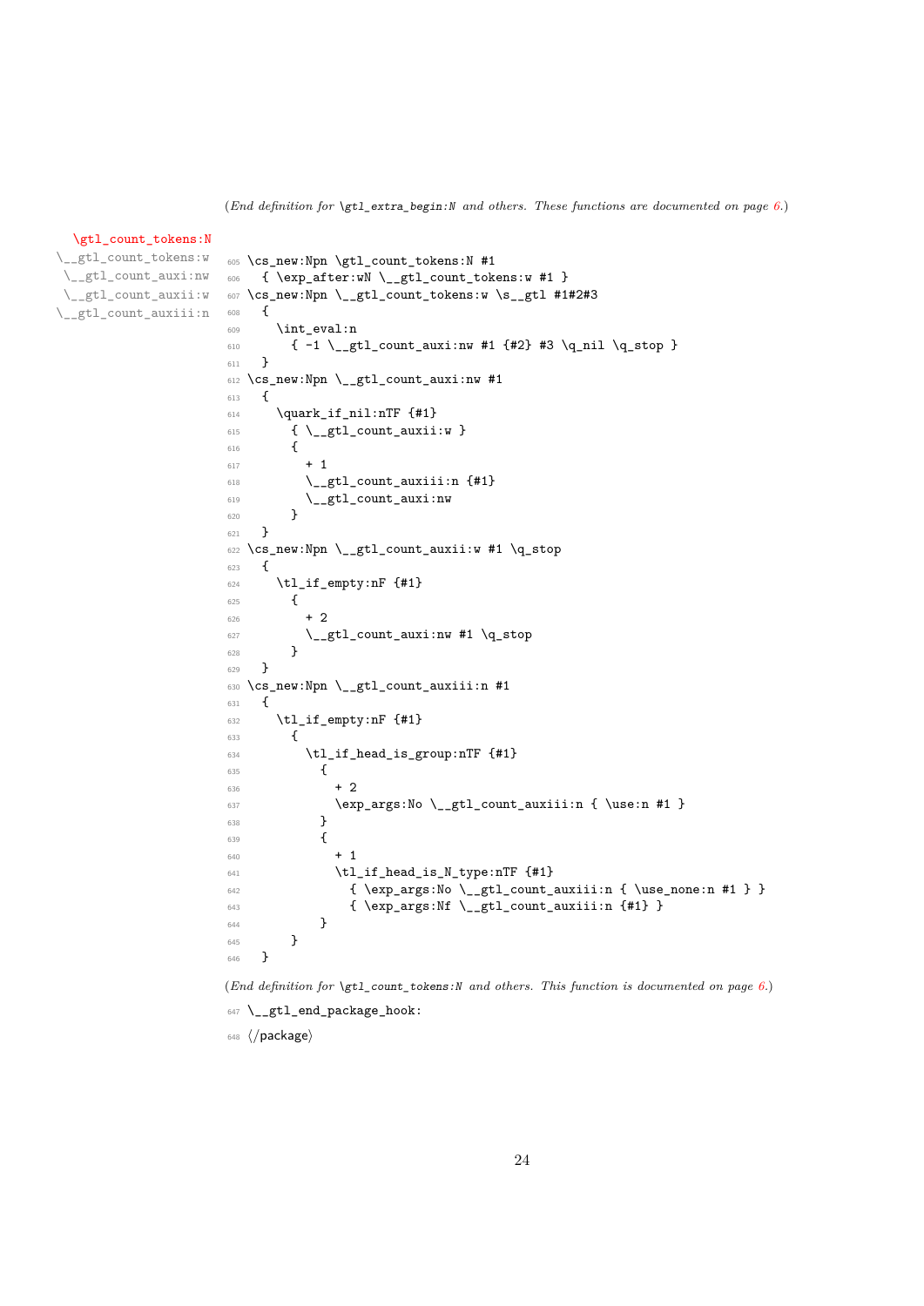(*End definition for \gtl_extra_begin:N and others. These functions are documented on page 6.*)

\gtl_count_tokens:N
\__gtl_count_tokens:w
\__gtl_count_auxi:nw
\__gtl_count_auxii:w
\__gtl_count_auxiii:n

```
605 \cs_new:Npn \gtl_count_tokens:N #1
606   { \exp_after:wN \__gtl_count_tokens:w #1 }
607 \cs_new:Npn \__gtl_count_tokens:w \s__gtl #1#2#3
608   {
609     \int_eval:n
610       { -1 \__gtl_count_auxi:nw #1 {#2} #3 \q_nil \q_stop }
611   }
612 \cs_new:Npn \__gtl_count_auxi:nw #1
613   {
614     \quark_if_nil:nTF {#1}
615       { \__gtl_count_auxii:w }
616       {
617         + 1
618         \__gtl_count_auxiii:n {#1}
619         \__gtl_count_auxi:nw
620       }
621   }
622 \cs_new:Npn \__gtl_count_auxii:w #1 \q_stop
623   {
624     \tl_if_empty:nF {#1}
625       {
626         + 2
627         \__gtl_count_auxi:nw #1 \q_stop
628       }
629   }
630 \cs_new:Npn \__gtl_count_auxiii:n #1
631   {
632     \tl_if_empty:nF {#1}
633       {
634         \tl_if_head_is_group:nTF {#1}
635           {
636             + 2
637             \exp_args:No \__gtl_count_auxiii:n { \use:n #1 }
638           }
639           {
640             + 1
641             \tl_if_head_is_N_type:nTF {#1}
642               { \exp_args:No \__gtl_count_auxiii:n { \use_none:n #1 } }
643               { \exp_args:Nf \__gtl_count_auxiii:n {#1} }
644           }
645       }
646   }
```

(*End definition for \gtl_count_tokens:N and others. This function is documented on page 6.*)

```
647 \__gtl_end_package_hook:
648 ⟨/package⟩
```